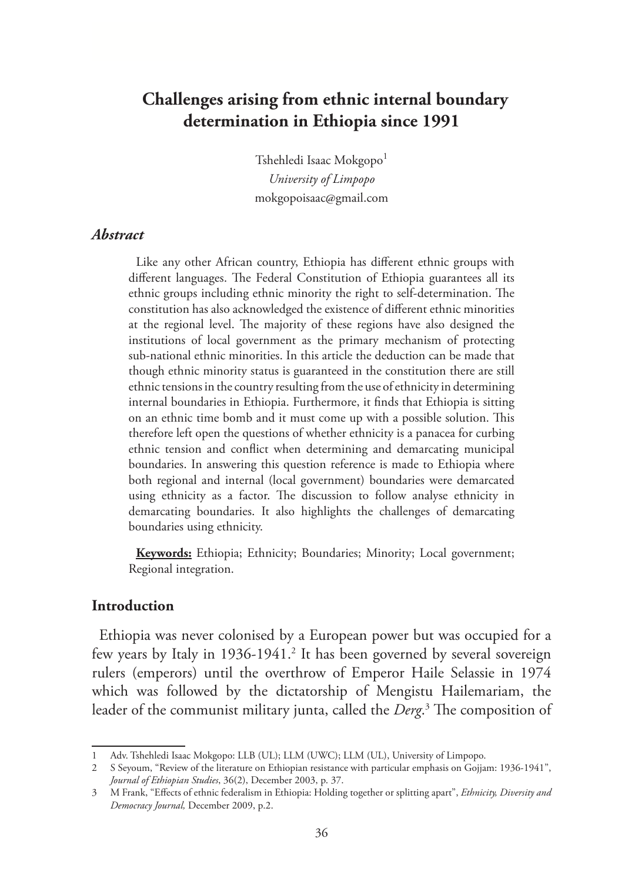# Challenges arising from ethnic internal boundary determination in Ethiopia since 1991

Tshehledi Isaac Mokgopo[1]
*University of Limpopo*
mokgopoisaac@gmail.com

### *Abstract*

Like any other African country, Ethiopia has different ethnic groups with different languages. The Federal Constitution of Ethiopia guarantees all its ethnic groups including ethnic minority the right to self-determination. The constitution has also acknowledged the existence of different ethnic minorities at the regional level. The majority of these regions have also designed the institutions of local government as the primary mechanism of protecting sub-national ethnic minorities. In this article the deduction can be made that though ethnic minority status is guaranteed in the constitution there are still ethnic tensions in the country resulting from the use of ethnicity in determining internal boundaries in Ethiopia. Furthermore, it finds that Ethiopia is sitting on an ethnic time bomb and it must come up with a possible solution. This therefore left open the questions of whether ethnicity is a panacea for curbing ethnic tension and conflict when determining and demarcating municipal boundaries. In answering this question reference is made to Ethiopia where both regional and internal (local government) boundaries were demarcated using ethnicity as a factor. The discussion to follow analyse ethnicity in demarcating boundaries. It also highlights the challenges of demarcating boundaries using ethnicity.

**Keywords:** Ethiopia; Ethnicity; Boundaries; Minority; Local government; Regional integration.

## Introduction

Ethiopia was never colonised by a European power but was occupied for a few years by Italy in 1936-1941.[2] It has been governed by several sovereign rulers (emperors) until the overthrow of Emperor Haile Selassie in 1974 which was followed by the dictatorship of Mengistu Hailemariam, the leader of the communist military junta, called the *Derg*.[3] The composition of

---

1 Adv. Tshehledi Isaac Mokgopo: LLB (UL); LLM (UWC); LLM (UL), University of Limpopo.

2 S Seyoum, "Review of the literature on Ethiopian resistance with particular emphasis on Gojjam: 1936-1941", *Journal of Ethiopian Studies*, 36(2), December 2003, p. 37.

3 M Frank, "Effects of ethnic federalism in Ethiopia: Holding together or splitting apart", *Ethnicity, Diversity and Democracy Journal,* December 2009, p.2.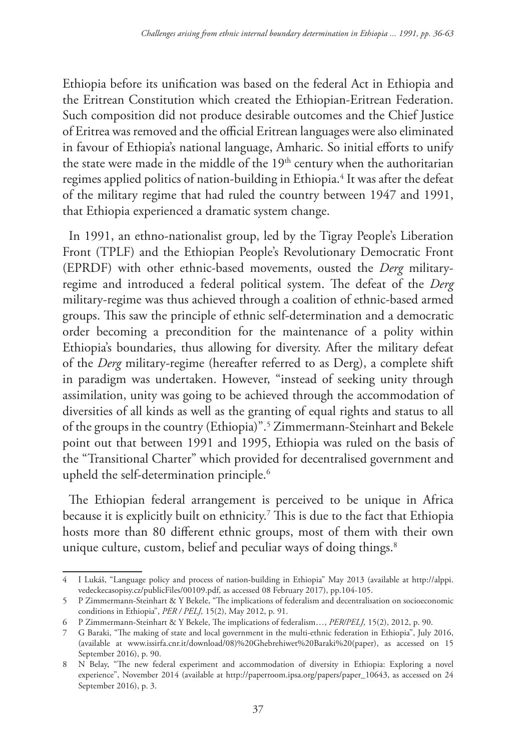Ethiopia before its unification was based on the federal Act in Ethiopia and the Eritrean Constitution which created the Ethiopian-Eritrean Federation. Such composition did not produce desirable outcomes and the Chief Justice of Eritrea was removed and the official Eritrean languages were also eliminated in favour of Ethiopia's national language, Amharic. So initial efforts to unify the state were made in the middle of the 19th century when the authoritarian regimes applied politics of nation-building in Ethiopia.[4] It was after the defeat of the military regime that had ruled the country between 1947 and 1991, that Ethiopia experienced a dramatic system change.

In 1991, an ethno-nationalist group, led by the Tigray People's Liberation Front (TPLF) and the Ethiopian People's Revolutionary Democratic Front (EPRDF) with other ethnic-based movements, ousted the *Derg* military-regime and introduced a federal political system. The defeat of the *Derg* military-regime was thus achieved through a coalition of ethnic-based armed groups. This saw the principle of ethnic self-determination and a democratic order becoming a precondition for the maintenance of a polity within Ethiopia's boundaries, thus allowing for diversity. After the military defeat of the *Derg* military-regime (hereafter referred to as Derg), a complete shift in paradigm was undertaken. However, "instead of seeking unity through assimilation, unity was going to be achieved through the accommodation of diversities of all kinds as well as the granting of equal rights and status to all of the groups in the country (Ethiopia)".[5] Zimmermann-Steinhart and Bekele point out that between 1991 and 1995, Ethiopia was ruled on the basis of the "Transitional Charter" which provided for decentralised government and upheld the self-determination principle.[6]

The Ethiopian federal arrangement is perceived to be unique in Africa because it is explicitly built on ethnicity.[7] This is due to the fact that Ethiopia hosts more than 80 different ethnic groups, most of them with their own unique culture, custom, belief and peculiar ways of doing things.[8]

---

4 I Lukáš, "Language policy and process of nation-building in Ethiopia" May 2013 (available at http://alppi.vedeckecasopisy.cz/publicFiles/00109.pdf, as accessed 08 February 2017), pp.104-105.

5 P Zimmermann-Steinhart & Y Bekele, "The implications of federalism and decentralisation on socioeconomic conditions in Ethiopia", *PER / PELJ,* 15(2), May 2012, p. 91.

6 P Zimmermann-Steinhart & Y Bekele, The implications of federalism…, *PER/PELJ,* 15(2), 2012, p. 90.

7 G Baraki, "The making of state and local government in the multi-ethnic federation in Ethiopia", July 2016, (available at www.issirfa.cnr.it/download/08)%20Ghebrehiwet%20Baraki%20(paper), as accessed on 15 September 2016), p. 90.

8 N Belay, "The new federal experiment and accommodation of diversity in Ethiopia: Exploring a novel experience", November 2014 (available at http://paperroom.ipsa.org/papers/paper_10643, as accessed on 24 September 2016), p. 3.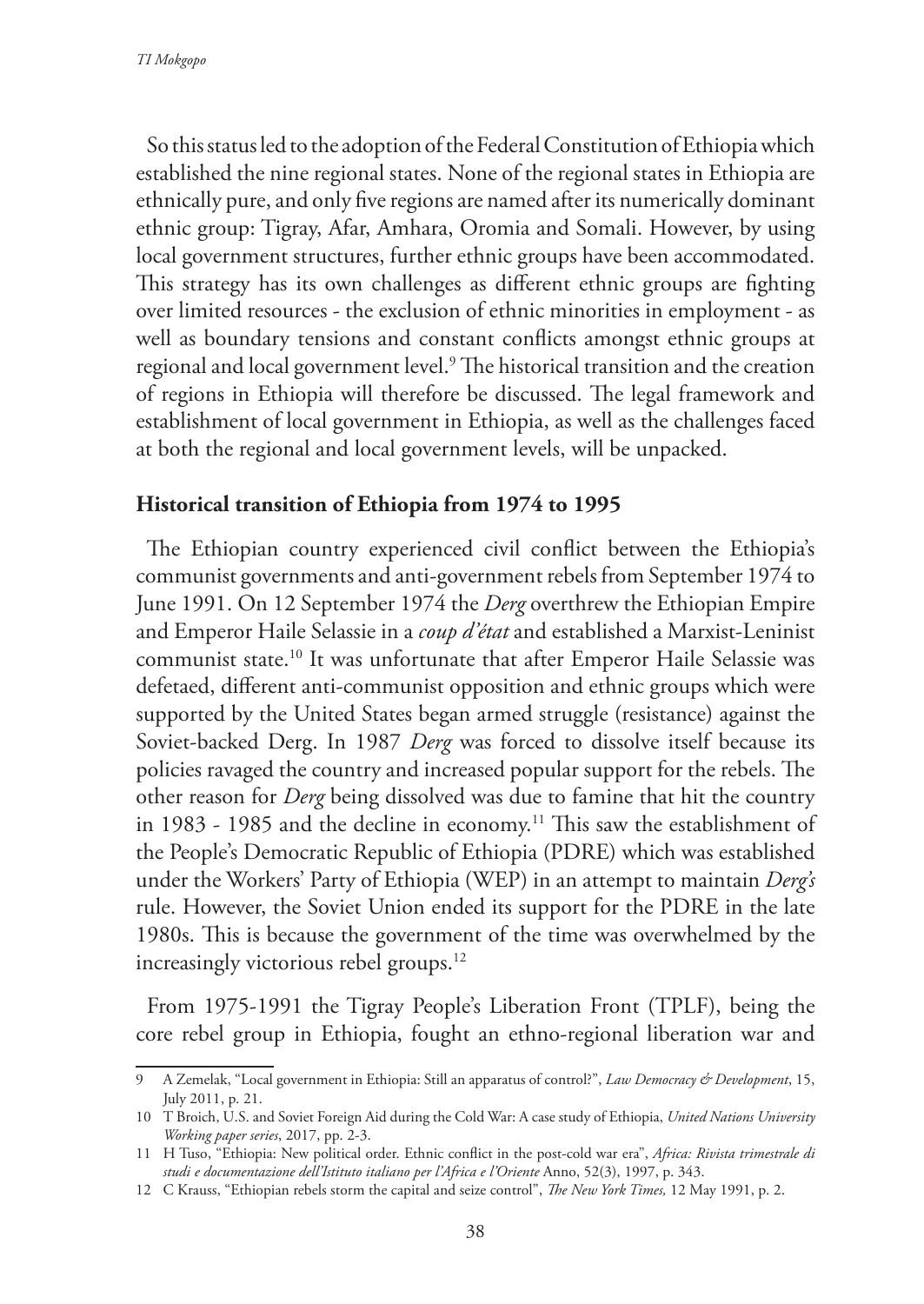So this status led to the adoption of the Federal Constitution of Ethiopia which established the nine regional states. None of the regional states in Ethiopia are ethnically pure, and only five regions are named after its numerically dominant ethnic group: Tigray, Afar, Amhara, Oromia and Somali. However, by using local government structures, further ethnic groups have been accommodated. This strategy has its own challenges as different ethnic groups are fighting over limited resources - the exclusion of ethnic minorities in employment - as well as boundary tensions and constant conflicts amongst ethnic groups at regional and local government level.[9] The historical transition and the creation of regions in Ethiopia will therefore be discussed. The legal framework and establishment of local government in Ethiopia, as well as the challenges faced at both the regional and local government levels, will be unpacked.

## Historical transition of Ethiopia from 1974 to 1995

The Ethiopian country experienced civil conflict between the Ethiopia's communist governments and anti-government rebels from September 1974 to June 1991. On 12 September 1974 the *Derg* overthrew the Ethiopian Empire and Emperor Haile Selassie in a *coup d'état* and established a Marxist-Leninist communist state.[10] It was unfortunate that after Emperor Haile Selassie was defetaed, different anti-communist opposition and ethnic groups which were supported by the United States began armed struggle (resistance) against the Soviet-backed Derg. In 1987 *Derg* was forced to dissolve itself because its policies ravaged the country and increased popular support for the rebels. The other reason for *Derg* being dissolved was due to famine that hit the country in 1983 - 1985 and the decline in economy.[11] This saw the establishment of the People's Democratic Republic of Ethiopia (PDRE) which was established under the Workers' Party of Ethiopia (WEP) in an attempt to maintain *Derg's* rule. However, the Soviet Union ended its support for the PDRE in the late 1980s. This is because the government of the time was overwhelmed by the increasingly victorious rebel groups.[12]

From 1975-1991 the Tigray People's Liberation Front (TPLF), being the core rebel group in Ethiopia, fought an ethno-regional liberation war and

---

9 A Zemelak, "Local government in Ethiopia: Still an apparatus of control?", *Law Democracy & Development*, 15, July 2011, p. 21.

10 T Broich, U.S. and Soviet Foreign Aid during the Cold War: A case study of Ethiopia, *United Nations University Working paper series*, 2017, pp. 2-3.

11 H Tuso, "Ethiopia: New political order. Ethnic conflict in the post-cold war era", *Africa: Rivista trimestrale di studi e documentazione dell'Istituto italiano per l'Africa e l'Oriente* Anno, 52(3), 1997, p. 343.

12 C Krauss, "Ethiopian rebels storm the capital and seize control", *The New York Times,* 12 May 1991, p. 2.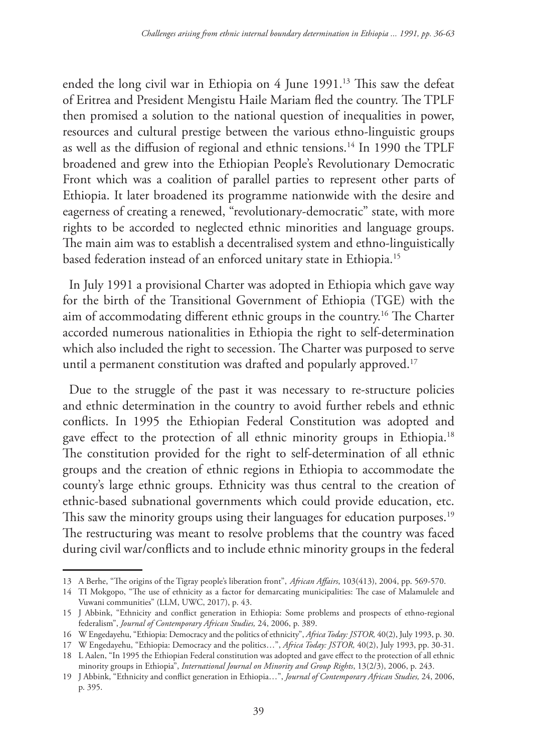ended the long civil war in Ethiopia on 4 June 1991.[13] This saw the defeat of Eritrea and President Mengistu Haile Mariam fled the country. The TPLF then promised a solution to the national question of inequalities in power, resources and cultural prestige between the various ethno-linguistic groups as well as the diffusion of regional and ethnic tensions.[14] In 1990 the TPLF broadened and grew into the Ethiopian People's Revolutionary Democratic Front which was a coalition of parallel parties to represent other parts of Ethiopia. It later broadened its programme nationwide with the desire and eagerness of creating a renewed, "revolutionary-democratic" state, with more rights to be accorded to neglected ethnic minorities and language groups. The main aim was to establish a decentralised system and ethno-linguistically based federation instead of an enforced unitary state in Ethiopia.[15]

In July 1991 a provisional Charter was adopted in Ethiopia which gave way for the birth of the Transitional Government of Ethiopia (TGE) with the aim of accommodating different ethnic groups in the country.[16] The Charter accorded numerous nationalities in Ethiopia the right to self-determination which also included the right to secession. The Charter was purposed to serve until a permanent constitution was drafted and popularly approved.[17]

Due to the struggle of the past it was necessary to re-structure policies and ethnic determination in the country to avoid further rebels and ethnic conflicts. In 1995 the Ethiopian Federal Constitution was adopted and gave effect to the protection of all ethnic minority groups in Ethiopia.[18] The constitution provided for the right to self-determination of all ethnic groups and the creation of ethnic regions in Ethiopia to accommodate the county's large ethnic groups. Ethnicity was thus central to the creation of ethnic-based subnational governments which could provide education, etc. This saw the minority groups using their languages for education purposes.[19] The restructuring was meant to resolve problems that the country was faced during civil war/conflicts and to include ethnic minority groups in the federal

---

13 A Berhe, "The origins of the Tigray people's liberation front", *African Affairs*, 103(413), 2004, pp. 569-570.

14 TI Mokgopo, "The use of ethnicity as a factor for demarcating municipalities: The case of Malamulele and Vuwani communities" (LLM, UWC, 2017), p. 43.

15 J Abbink, "Ethnicity and conflict generation in Ethiopia: Some problems and prospects of ethno-regional federalism", *Journal of Contemporary African Studies,* 24, 2006, p. 389.

16 W Engedayehu, "Ethiopia: Democracy and the politics of ethnicity", *Africa Today: JSTOR,* 40(2), July 1993, p. 30.

17 W Engedayehu, "Ethiopia: Democracy and the politics…", *Africa Today: JSTOR,* 40(2), July 1993, pp. 30-31.

18 L Aalen, "In 1995 the Ethiopian Federal constitution was adopted and gave effect to the protection of all ethnic minority groups in Ethiopia", *International Journal on Minority and Group Rights*, 13(2/3), 2006, p. 243.

19 J Abbink, "Ethnicity and conflict generation in Ethiopia…", *Journal of Contemporary African Studies,* 24, 2006, p. 395.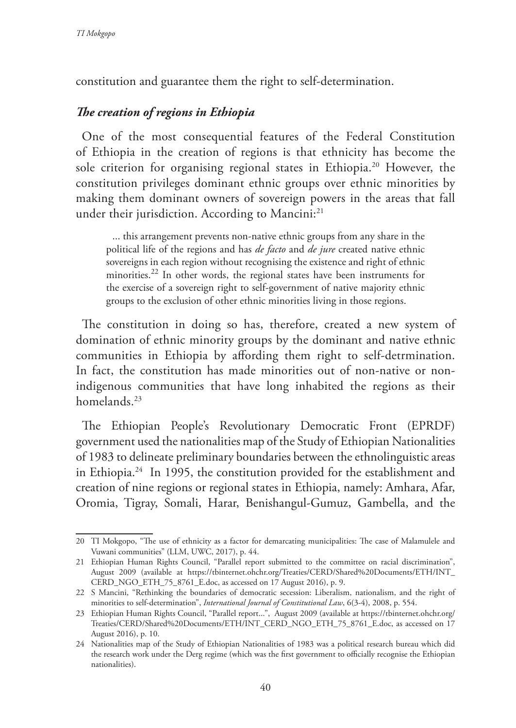constitution and guarantee them the right to self-determination.

### *The creation of regions in Ethiopia*

One of the most consequential features of the Federal Constitution of Ethiopia in the creation of regions is that ethnicity has become the sole criterion for organising regional states in Ethiopia.[20] However, the constitution privileges dominant ethnic groups over ethnic minorities by making them dominant owners of sovereign powers in the areas that fall under their jurisdiction. According to Mancini:[21]

> ... this arrangement prevents non-native ethnic groups from any share in the political life of the regions and has *de facto* and *de jure* created native ethnic sovereigns in each region without recognising the existence and right of ethnic minorities.[22] In other words, the regional states have been instruments for the exercise of a sovereign right to self-government of native majority ethnic groups to the exclusion of other ethnic minorities living in those regions.

The constitution in doing so has, therefore, created a new system of domination of ethnic minority groups by the dominant and native ethnic communities in Ethiopia by affording them right to self-detrmination. In fact, the constitution has made minorities out of non-native or non-indigenous communities that have long inhabited the regions as their homelands.[23]

The Ethiopian People's Revolutionary Democratic Front (EPRDF) government used the nationalities map of the Study of Ethiopian Nationalities of 1983 to delineate preliminary boundaries between the ethnolinguistic areas in Ethiopia.[24] In 1995, the constitution provided for the establishment and creation of nine regions or regional states in Ethiopia, namely: Amhara, Afar, Oromia, Tigray, Somali, Harar, Benishangul-Gumuz, Gambella, and the

---

20 TI Mokgopo, "The use of ethnicity as a factor for demarcating municipalities: The case of Malamulele and Vuwani communities" (LLM, UWC, 2017), p. 44.

21 Ethiopian Human Rights Council, "Parallel report submitted to the committee on racial discrimination", August 2009 (available at https://tbinternet.ohchr.org/Treaties/CERD/Shared%20Documents/ETH/INT_CERD_NGO_ETH_75_8761_E.doc, as accessed on 17 August 2016), p. 9.

22 S Mancini, "Rethinking the boundaries of democratic secession: Liberalism, nationalism, and the right of minorities to self-determination", *International Journal of Constitutional Law*, 6(3-4), 2008, p. 554.

23 Ethiopian Human Rights Council, "Parallel report...", August 2009 (available at https://tbinternet.ohchr.org/Treaties/CERD/Shared%20Documents/ETH/INT_CERD_NGO_ETH_75_8761_E.doc, as accessed on 17 August 2016), p. 10.

24 Nationalities map of the Study of Ethiopian Nationalities of 1983 was a political research bureau which did the research work under the Derg regime (which was the first government to officially recognise the Ethiopian nationalities).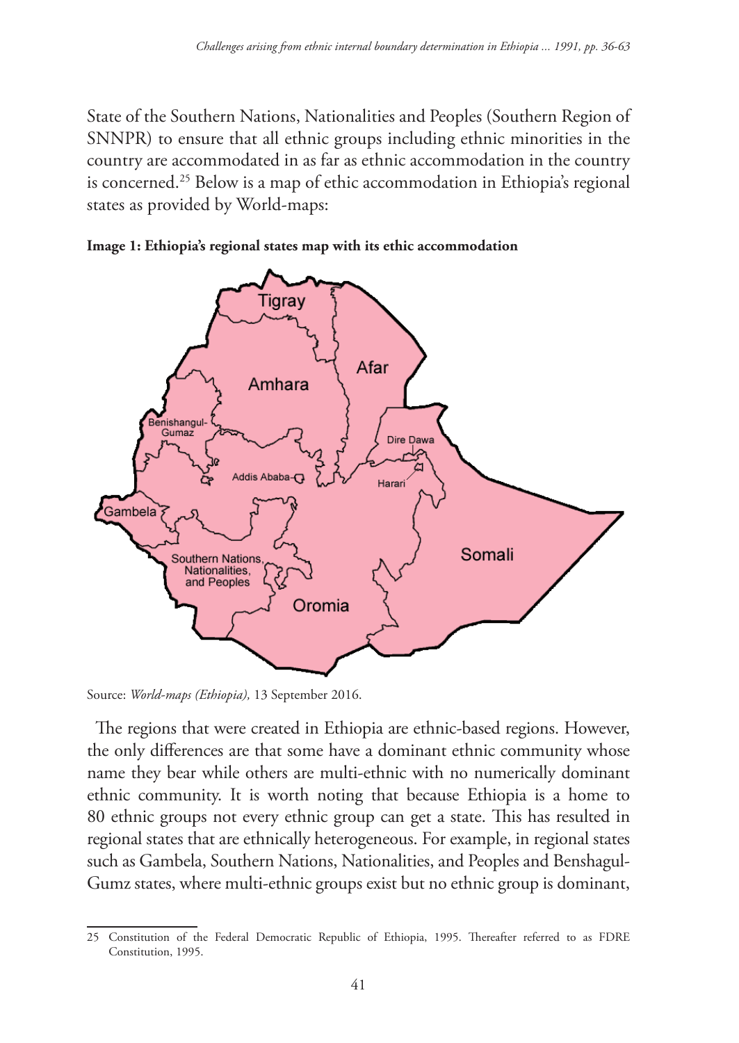State of the Southern Nations, Nationalities and Peoples (Southern Region of SNNPR) to ensure that all ethnic groups including ethnic minorities in the country are accommodated in as far as ethnic accommodation in the country is concerned.[25] Below is a map of ethic accommodation in Ethiopia's regional states as provided by World-maps:

**Image 1: Ethiopia's regional states map with its ethic accommodation**

Source: *World-maps (Ethiopia),* 13 September 2016.

The regions that were created in Ethiopia are ethnic-based regions. However, the only differences are that some have a dominant ethnic community whose name they bear while others are multi-ethnic with no numerically dominant ethnic community. It is worth noting that because Ethiopia is a home to 80 ethnic groups not every ethnic group can get a state. This has resulted in regional states that are ethnically heterogeneous. For example, in regional states such as Gambela, Southern Nations, Nationalities, and Peoples and Benshagul-Gumz states, where multi-ethnic groups exist but no ethnic group is dominant,

---

25 Constitution of the Federal Democratic Republic of Ethiopia, 1995. Thereafter referred to as FDRE Constitution, 1995.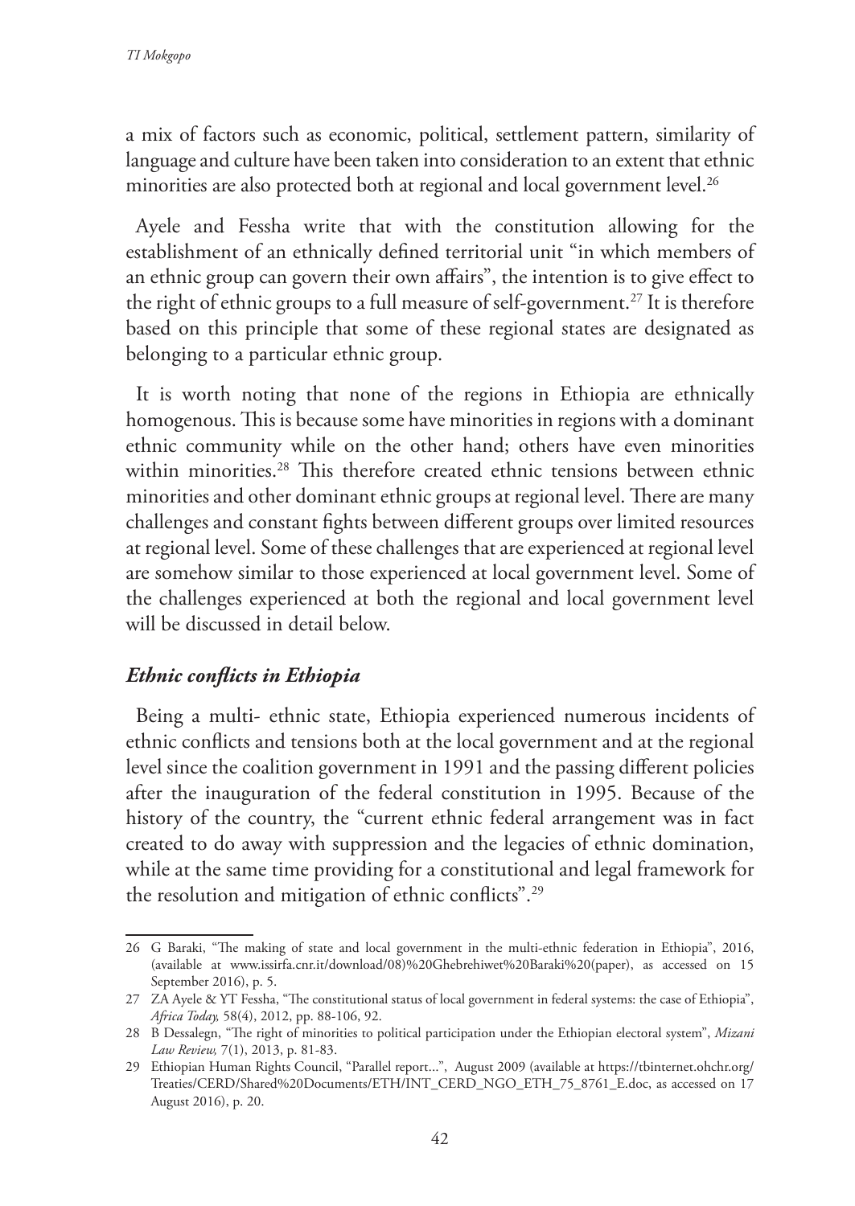a mix of factors such as economic, political, settlement pattern, similarity of language and culture have been taken into consideration to an extent that ethnic minorities are also protected both at regional and local government level.[26]

Ayele and Fessha write that with the constitution allowing for the establishment of an ethnically defined territorial unit "in which members of an ethnic group can govern their own affairs", the intention is to give effect to the right of ethnic groups to a full measure of self-government.[27] It is therefore based on this principle that some of these regional states are designated as belonging to a particular ethnic group.

It is worth noting that none of the regions in Ethiopia are ethnically homogenous. This is because some have minorities in regions with a dominant ethnic community while on the other hand; others have even minorities within minorities.[28] This therefore created ethnic tensions between ethnic minorities and other dominant ethnic groups at regional level. There are many challenges and constant fights between different groups over limited resources at regional level. Some of these challenges that are experienced at regional level are somehow similar to those experienced at local government level. Some of the challenges experienced at both the regional and local government level will be discussed in detail below.

### *Ethnic conflicts in Ethiopia*

Being a multi- ethnic state, Ethiopia experienced numerous incidents of ethnic conflicts and tensions both at the local government and at the regional level since the coalition government in 1991 and the passing different policies after the inauguration of the federal constitution in 1995. Because of the history of the country, the "current ethnic federal arrangement was in fact created to do away with suppression and the legacies of ethnic domination, while at the same time providing for a constitutional and legal framework for the resolution and mitigation of ethnic conflicts".[29]

---

26 G Baraki, "The making of state and local government in the multi-ethnic federation in Ethiopia", 2016, (available at www.issirfa.cnr.it/download/08)%20Ghebrehiwet%20Baraki%20(paper), as accessed on 15 September 2016), p. 5.

27 ZA Ayele & YT Fessha, "The constitutional status of local government in federal systems: the case of Ethiopia", *Africa Today,* 58(4), 2012, pp. 88-106, 92.

28 B Dessalegn, "The right of minorities to political participation under the Ethiopian electoral system", *Mizani Law Review,* 7(1), 2013, p. 81-83.

29 Ethiopian Human Rights Council, "Parallel report...", August 2009 (available at https://tbinternet.ohchr.org/Treaties/CERD/Shared%20Documents/ETH/INT_CERD_NGO_ETH_75_8761_E.doc, as accessed on 17 August 2016), p. 20.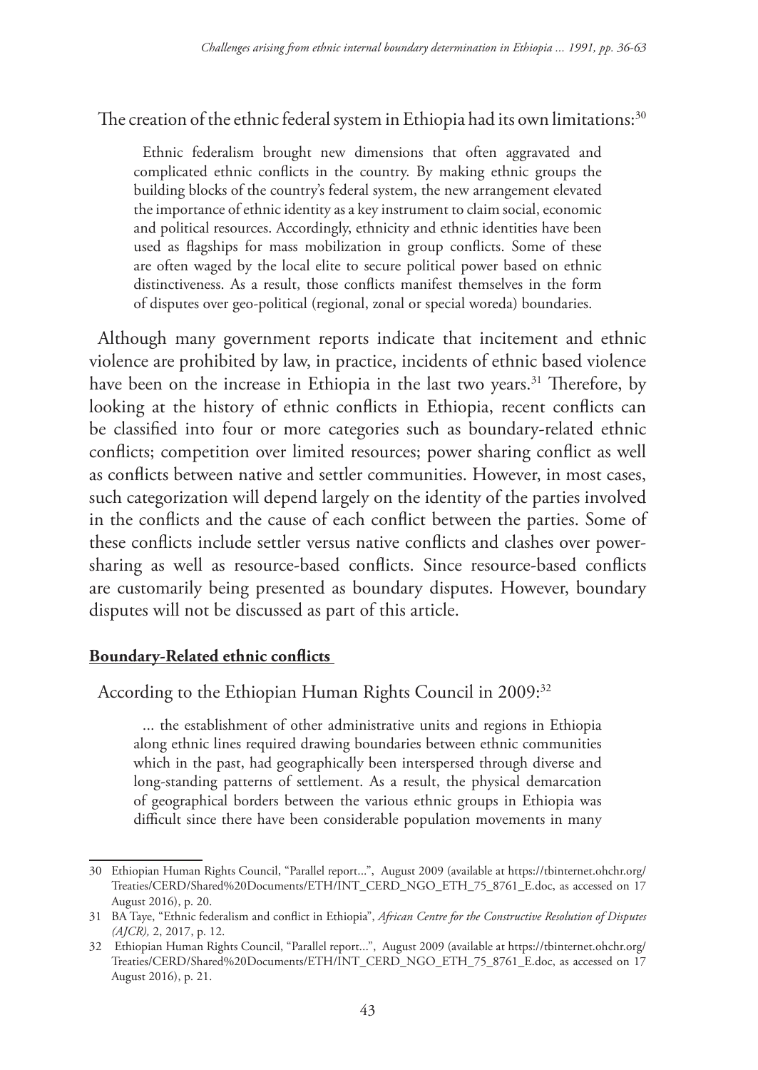The creation of the ethnic federal system in Ethiopia had its own limitations:[30]

> Ethnic federalism brought new dimensions that often aggravated and complicated ethnic conflicts in the country. By making ethnic groups the building blocks of the country's federal system, the new arrangement elevated the importance of ethnic identity as a key instrument to claim social, economic and political resources. Accordingly, ethnicity and ethnic identities have been used as flagships for mass mobilization in group conflicts. Some of these are often waged by the local elite to secure political power based on ethnic distinctiveness. As a result, those conflicts manifest themselves in the form of disputes over geo-political (regional, zonal or special woreda) boundaries.

Although many government reports indicate that incitement and ethnic violence are prohibited by law, in practice, incidents of ethnic based violence have been on the increase in Ethiopia in the last two years.[31] Therefore, by looking at the history of ethnic conflicts in Ethiopia, recent conflicts can be classified into four or more categories such as boundary-related ethnic conflicts; competition over limited resources; power sharing conflict as well as conflicts between native and settler communities. However, in most cases, such categorization will depend largely on the identity of the parties involved in the conflicts and the cause of each conflict between the parties. Some of these conflicts include settler versus native conflicts and clashes over power-sharing as well as resource-based conflicts. Since resource-based conflicts are customarily being presented as boundary disputes. However, boundary disputes will not be discussed as part of this article.

### **Boundary-Related ethnic conflicts**

According to the Ethiopian Human Rights Council in 2009:[32]

> ... the establishment of other administrative units and regions in Ethiopia along ethnic lines required drawing boundaries between ethnic communities which in the past, had geographically been interspersed through diverse and long-standing patterns of settlement. As a result, the physical demarcation of geographical borders between the various ethnic groups in Ethiopia was difficult since there have been considerable population movements in many

---

30 Ethiopian Human Rights Council, "Parallel report...", August 2009 (available at https://tbinternet.ohchr.org/Treaties/CERD/Shared%20Documents/ETH/INT_CERD_NGO_ETH_75_8761_E.doc, as accessed on 17 August 2016), p. 20.

31 BA Taye, "Ethnic federalism and conflict in Ethiopia", *African Centre for the Constructive Resolution of Disputes (AJCR),* 2, 2017, p. 12.

32 Ethiopian Human Rights Council, "Parallel report...", August 2009 (available at https://tbinternet.ohchr.org/Treaties/CERD/Shared%20Documents/ETH/INT_CERD_NGO_ETH_75_8761_E.doc, as accessed on 17 August 2016), p. 21.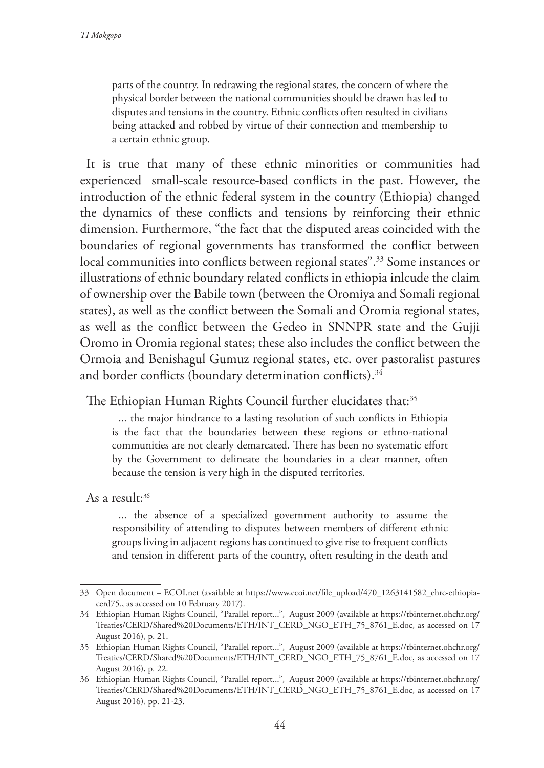> parts of the country. In redrawing the regional states, the concern of where the physical border between the national communities should be drawn has led to disputes and tensions in the country. Ethnic conflicts often resulted in civilians being attacked and robbed by virtue of their connection and membership to a certain ethnic group.

It is true that many of these ethnic minorities or communities had experienced small-scale resource-based conflicts in the past. However, the introduction of the ethnic federal system in the country (Ethiopia) changed the dynamics of these conflicts and tensions by reinforcing their ethnic dimension. Furthermore, "the fact that the disputed areas coincided with the boundaries of regional governments has transformed the conflict between local communities into conflicts between regional states".[33] Some instances or illustrations of ethnic boundary related conflicts in ethiopia inlcude the claim of ownership over the Babile town (between the Oromiya and Somali regional states), as well as the conflict between the Somali and Oromia regional states, as well as the conflict between the Gedeo in SNNPR state and the Gujji Oromo in Oromia regional states; these also includes the conflict between the Ormoia and Benishagul Gumuz regional states, etc. over pastoralist pastures and border conflicts (boundary determination conflicts).[34]

The Ethiopian Human Rights Council further elucidates that:[35]

> ... the major hindrance to a lasting resolution of such conflicts in Ethiopia is the fact that the boundaries between these regions or ethno-national communities are not clearly demarcated. There has been no systematic effort by the Government to delineate the boundaries in a clear manner, often because the tension is very high in the disputed territories.

As a result:[36]

> ... the absence of a specialized government authority to assume the responsibility of attending to disputes between members of different ethnic groups living in adjacent regions has continued to give rise to frequent conflicts and tension in different parts of the country, often resulting in the death and

---

33 Open document – ECOI.net (available at https://www.ecoi.net/file_upload/470_1263141582_ehrc-ethiopia-cerd75., as accessed on 10 February 2017).

34 Ethiopian Human Rights Council, "Parallel report...", August 2009 (available at https://tbinternet.ohchr.org/Treaties/CERD/Shared%20Documents/ETH/INT_CERD_NGO_ETH_75_8761_E.doc, as accessed on 17 August 2016), p. 21.

35 Ethiopian Human Rights Council, "Parallel report...", August 2009 (available at https://tbinternet.ohchr.org/Treaties/CERD/Shared%20Documents/ETH/INT_CERD_NGO_ETH_75_8761_E.doc, as accessed on 17 August 2016), p. 22.

36 Ethiopian Human Rights Council, "Parallel report...", August 2009 (available at https://tbinternet.ohchr.org/Treaties/CERD/Shared%20Documents/ETH/INT_CERD_NGO_ETH_75_8761_E.doc, as accessed on 17 August 2016), pp. 21-23.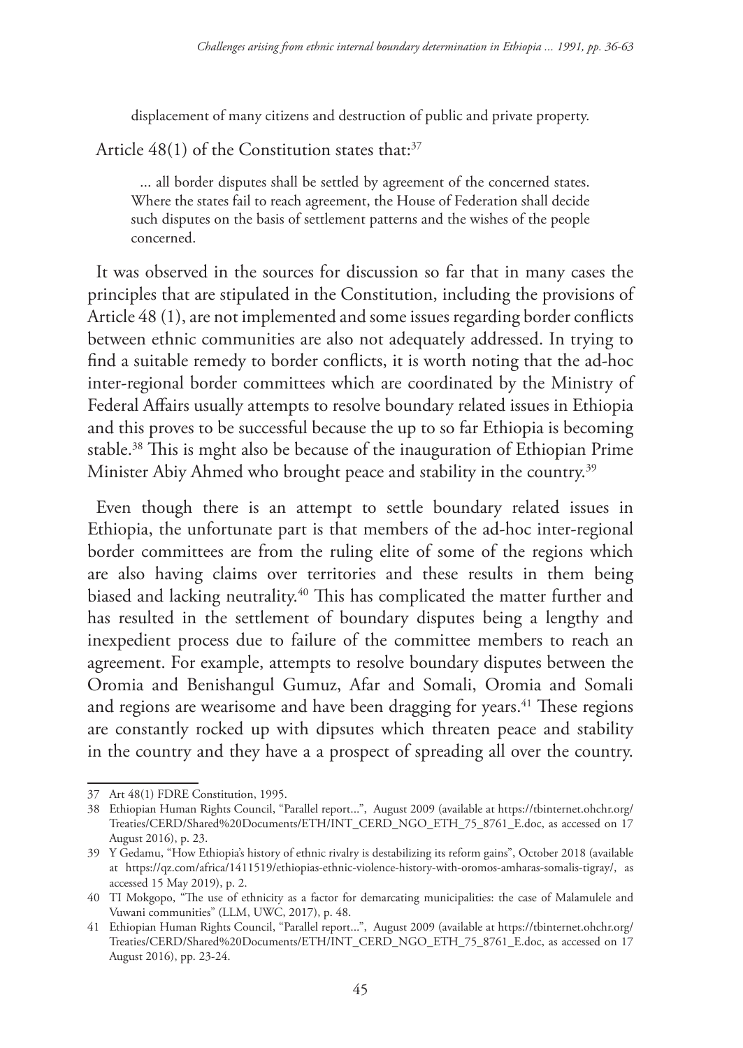displacement of many citizens and destruction of public and private property.

Article 48(1) of the Constitution states that:[37]

> ... all border disputes shall be settled by agreement of the concerned states. Where the states fail to reach agreement, the House of Federation shall decide such disputes on the basis of settlement patterns and the wishes of the people concerned.

It was observed in the sources for discussion so far that in many cases the principles that are stipulated in the Constitution, including the provisions of Article 48 (1), are not implemented and some issues regarding border conflicts between ethnic communities are also not adequately addressed. In trying to find a suitable remedy to border conflicts, it is worth noting that the ad-hoc inter-regional border committees which are coordinated by the Ministry of Federal Affairs usually attempts to resolve boundary related issues in Ethiopia and this proves to be successful because the up to so far Ethiopia is becoming stable.[38] This is mght also be because of the inauguration of Ethiopian Prime Minister Abiy Ahmed who brought peace and stability in the country.[39]

Even though there is an attempt to settle boundary related issues in Ethiopia, the unfortunate part is that members of the ad-hoc inter-regional border committees are from the ruling elite of some of the regions which are also having claims over territories and these results in them being biased and lacking neutrality.[40] This has complicated the matter further and has resulted in the settlement of boundary disputes being a lengthy and inexpedient process due to failure of the committee members to reach an agreement. For example, attempts to resolve boundary disputes between the Oromia and Benishangul Gumuz, Afar and Somali, Oromia and Somali and regions are wearisome and have been dragging for years.[41] These regions are constantly rocked up with dipsutes which threaten peace and stability in the country and they have a a prospect of spreading all over the country.

---

37 Art 48(1) FDRE Constitution, 1995.

38 Ethiopian Human Rights Council, "Parallel report...", August 2009 (available at https://tbinternet.ohchr.org/Treaties/CERD/Shared%20Documents/ETH/INT_CERD_NGO_ETH_75_8761_E.doc, as accessed on 17 August 2016), p. 23.

39 Y Gedamu, "How Ethiopia's history of ethnic rivalry is destabilizing its reform gains", October 2018 (available at https://qz.com/africa/1411519/ethiopias-ethnic-violence-history-with-oromos-amharas-somalis-tigray/, as accessed 15 May 2019), p. 2.

40 TI Mokgopo, "The use of ethnicity as a factor for demarcating municipalities: the case of Malamulele and Vuwani communities" (LLM, UWC, 2017), p. 48.

41 Ethiopian Human Rights Council, "Parallel report...", August 2009 (available at https://tbinternet.ohchr.org/Treaties/CERD/Shared%20Documents/ETH/INT_CERD_NGO_ETH_75_8761_E.doc, as accessed on 17 August 2016), pp. 23-24.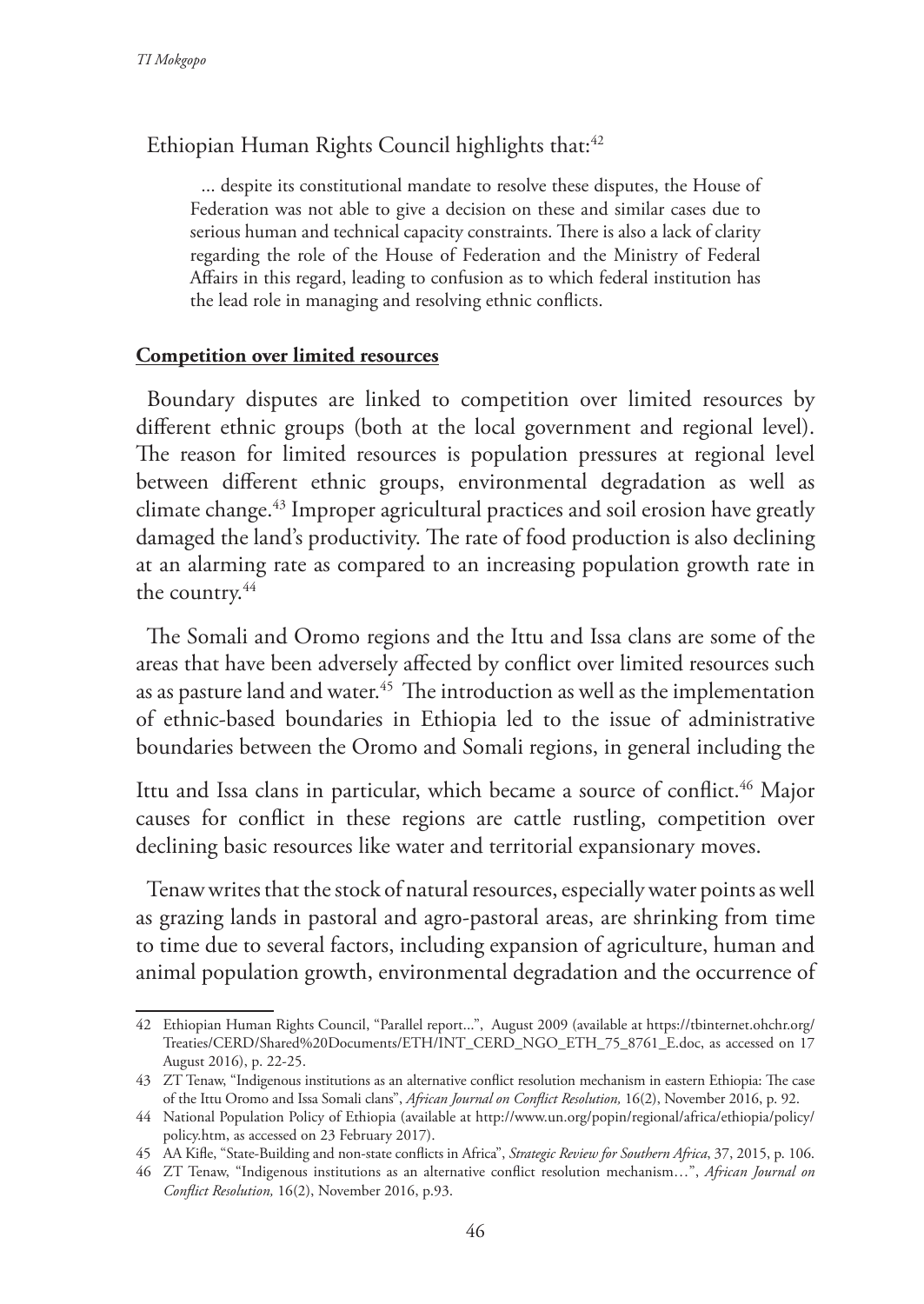Ethiopian Human Rights Council highlights that:[42]

> ... despite its constitutional mandate to resolve these disputes, the House of Federation was not able to give a decision on these and similar cases due to serious human and technical capacity constraints. There is also a lack of clarity regarding the role of the House of Federation and the Ministry of Federal Affairs in this regard, leading to confusion as to which federal institution has the lead role in managing and resolving ethnic conflicts.

**Competition over limited resources**

Boundary disputes are linked to competition over limited resources by different ethnic groups (both at the local government and regional level). The reason for limited resources is population pressures at regional level between different ethnic groups, environmental degradation as well as climate change.[43] Improper agricultural practices and soil erosion have greatly damaged the land's productivity. The rate of food production is also declining at an alarming rate as compared to an increasing population growth rate in the country.[44]

The Somali and Oromo regions and the Ittu and Issa clans are some of the areas that have been adversely affected by conflict over limited resources such as as pasture land and water.[45] The introduction as well as the implementation of ethnic-based boundaries in Ethiopia led to the issue of administrative boundaries between the Oromo and Somali regions, in general including the Ittu and Issa clans in particular, which became a source of conflict.[46] Major causes for conflict in these regions are cattle rustling, competition over declining basic resources like water and territorial expansionary moves.

Tenaw writes that the stock of natural resources, especially water points as well as grazing lands in pastoral and agro-pastoral areas, are shrinking from time to time due to several factors, including expansion of agriculture, human and animal population growth, environmental degradation and the occurrence of

---

42 Ethiopian Human Rights Council, "Parallel report...", August 2009 (available at https://tbinternet.ohchr.org/Treaties/CERD/Shared%20Documents/ETH/INT_CERD_NGO_ETH_75_8761_E.doc, as accessed on 17 August 2016), p. 22-25.

43 ZT Tenaw, "Indigenous institutions as an alternative conflict resolution mechanism in eastern Ethiopia: The case of the Ittu Oromo and Issa Somali clans", *African Journal on Conflict Resolution,* 16(2), November 2016, p. 92.

44 National Population Policy of Ethiopia (available at http://www.un.org/popin/regional/africa/ethiopia/policy/policy.htm, as accessed on 23 February 2017).

45 AA Kifle, "State-Building and non-state conflicts in Africa", *Strategic Review for Southern Africa*, 37, 2015, p. 106.

46 ZT Tenaw, "Indigenous institutions as an alternative conflict resolution mechanism…", *African Journal on Conflict Resolution,* 16(2), November 2016, p.93.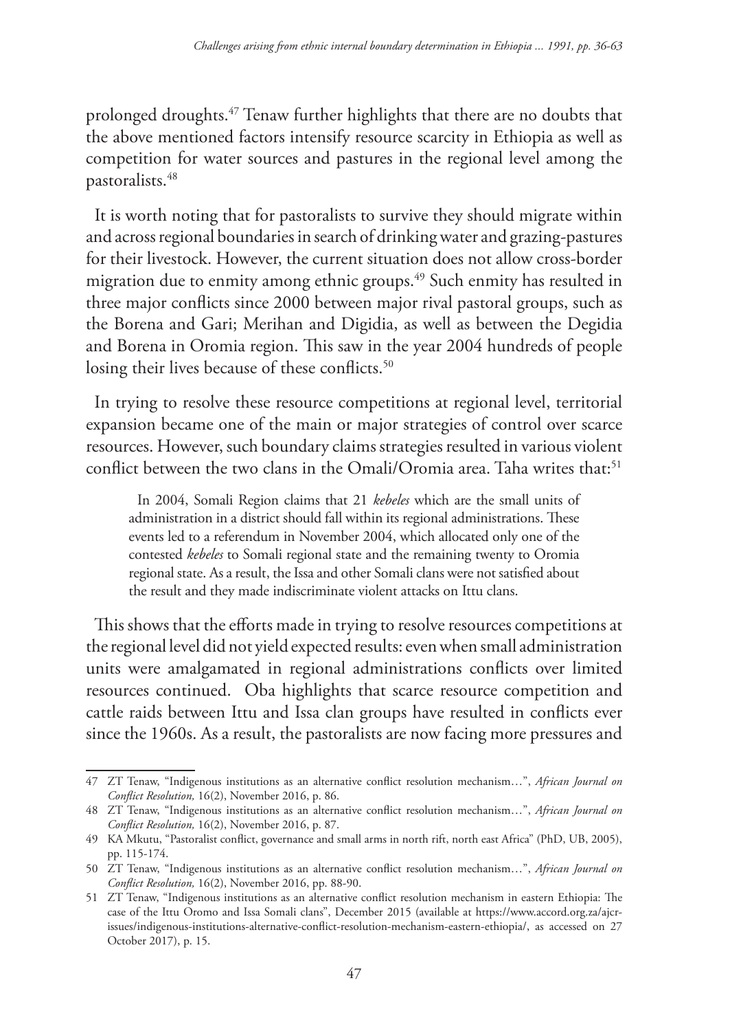prolonged droughts.[47] Tenaw further highlights that there are no doubts that the above mentioned factors intensify resource scarcity in Ethiopia as well as competition for water sources and pastures in the regional level among the pastoralists.[48]

It is worth noting that for pastoralists to survive they should migrate within and across regional boundaries in search of drinking water and grazing-pastures for their livestock. However, the current situation does not allow cross-border migration due to enmity among ethnic groups.[49] Such enmity has resulted in three major conflicts since 2000 between major rival pastoral groups, such as the Borena and Gari; Merihan and Digidia, as well as between the Degidia and Borena in Oromia region. This saw in the year 2004 hundreds of people losing their lives because of these conflicts.[50]

In trying to resolve these resource competitions at regional level, territorial expansion became one of the main or major strategies of control over scarce resources. However, such boundary claims strategies resulted in various violent conflict between the two clans in the Omali/Oromia area. Taha writes that:[51]

> In 2004, Somali Region claims that 21 *kebeles* which are the small units of administration in a district should fall within its regional administrations. These events led to a referendum in November 2004, which allocated only one of the contested *kebeles* to Somali regional state and the remaining twenty to Oromia regional state. As a result, the Issa and other Somali clans were not satisfied about the result and they made indiscriminate violent attacks on Ittu clans.

This shows that the efforts made in trying to resolve resources competitions at the regional level did not yield expected results: even when small administration units were amalgamated in regional administrations conflicts over limited resources continued. Oba highlights that scarce resource competition and cattle raids between Ittu and Issa clan groups have resulted in conflicts ever since the 1960s. As a result, the pastoralists are now facing more pressures and

---

47 ZT Tenaw, "Indigenous institutions as an alternative conflict resolution mechanism…", *African Journal on Conflict Resolution,* 16(2), November 2016, p. 86.

48 ZT Tenaw, "Indigenous institutions as an alternative conflict resolution mechanism…", *African Journal on Conflict Resolution,* 16(2), November 2016, p. 87.

49 KA Mkutu, "Pastoralist conflict, governance and small arms in north rift, north east Africa" (PhD, UB, 2005), pp. 115-174.

50 ZT Tenaw, "Indigenous institutions as an alternative conflict resolution mechanism…", *African Journal on Conflict Resolution,* 16(2), November 2016, pp. 88-90.

51 ZT Tenaw, "Indigenous institutions as an alternative conflict resolution mechanism in eastern Ethiopia: The case of the Ittu Oromo and Issa Somali clans", December 2015 (available at https://www.accord.org.za/ajcr-issues/indigenous-institutions-alternative-conflict-resolution-mechanism-eastern-ethiopia/, as accessed on 27 October 2017), p. 15.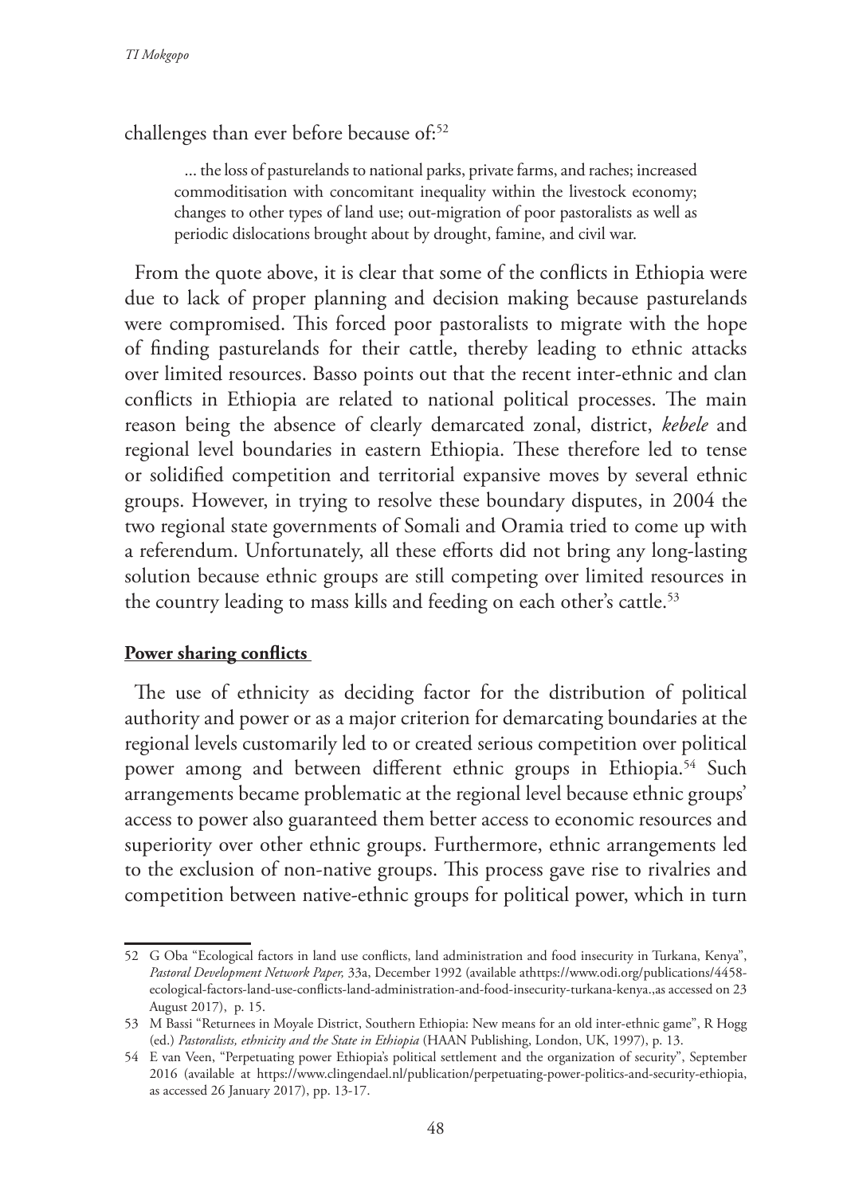challenges than ever before because of:[52]

> ... the loss of pasturelands to national parks, private farms, and raches; increased commoditisation with concomitant inequality within the livestock economy; changes to other types of land use; out-migration of poor pastoralists as well as periodic dislocations brought about by drought, famine, and civil war.

From the quote above, it is clear that some of the conflicts in Ethiopia were due to lack of proper planning and decision making because pasturelands were compromised. This forced poor pastoralists to migrate with the hope of finding pasturelands for their cattle, thereby leading to ethnic attacks over limited resources. Basso points out that the recent inter-ethnic and clan conflicts in Ethiopia are related to national political processes. The main reason being the absence of clearly demarcated zonal, district, *kebele* and regional level boundaries in eastern Ethiopia. These therefore led to tense or solidified competition and territorial expansive moves by several ethnic groups. However, in trying to resolve these boundary disputes, in 2004 the two regional state governments of Somali and Oramia tried to come up with a referendum. Unfortunately, all these efforts did not bring any long-lasting solution because ethnic groups are still competing over limited resources in the country leading to mass kills and feeding on each other's cattle.[53]

**Power sharing conflicts**

The use of ethnicity as deciding factor for the distribution of political authority and power or as a major criterion for demarcating boundaries at the regional levels customarily led to or created serious competition over political power among and between different ethnic groups in Ethiopia.[54] Such arrangements became problematic at the regional level because ethnic groups' access to power also guaranteed them better access to economic resources and superiority over other ethnic groups. Furthermore, ethnic arrangements led to the exclusion of non-native groups. This process gave rise to rivalries and competition between native-ethnic groups for political power, which in turn

---

52 G Oba "Ecological factors in land use conflicts, land administration and food insecurity in Turkana, Kenya", *Pastoral Development Network Paper,* 33a, December 1992 (available athttps://www.odi.org/publications/4458-ecological-factors-land-use-conflicts-land-administration-and-food-insecurity-turkana-kenya.,as accessed on 23 August 2017), p. 15.

53 M Bassi "Returnees in Moyale District, Southern Ethiopia: New means for an old inter-ethnic game", R Hogg (ed.) *Pastoralists, ethnicity and the State in Ethiopia* (HAAN Publishing, London, UK, 1997), p. 13.

54 E van Veen, "Perpetuating power Ethiopia's political settlement and the organization of security", September 2016 (available at https://www.clingendael.nl/publication/perpetuating-power-politics-and-security-ethiopia, as accessed 26 January 2017), pp. 13-17.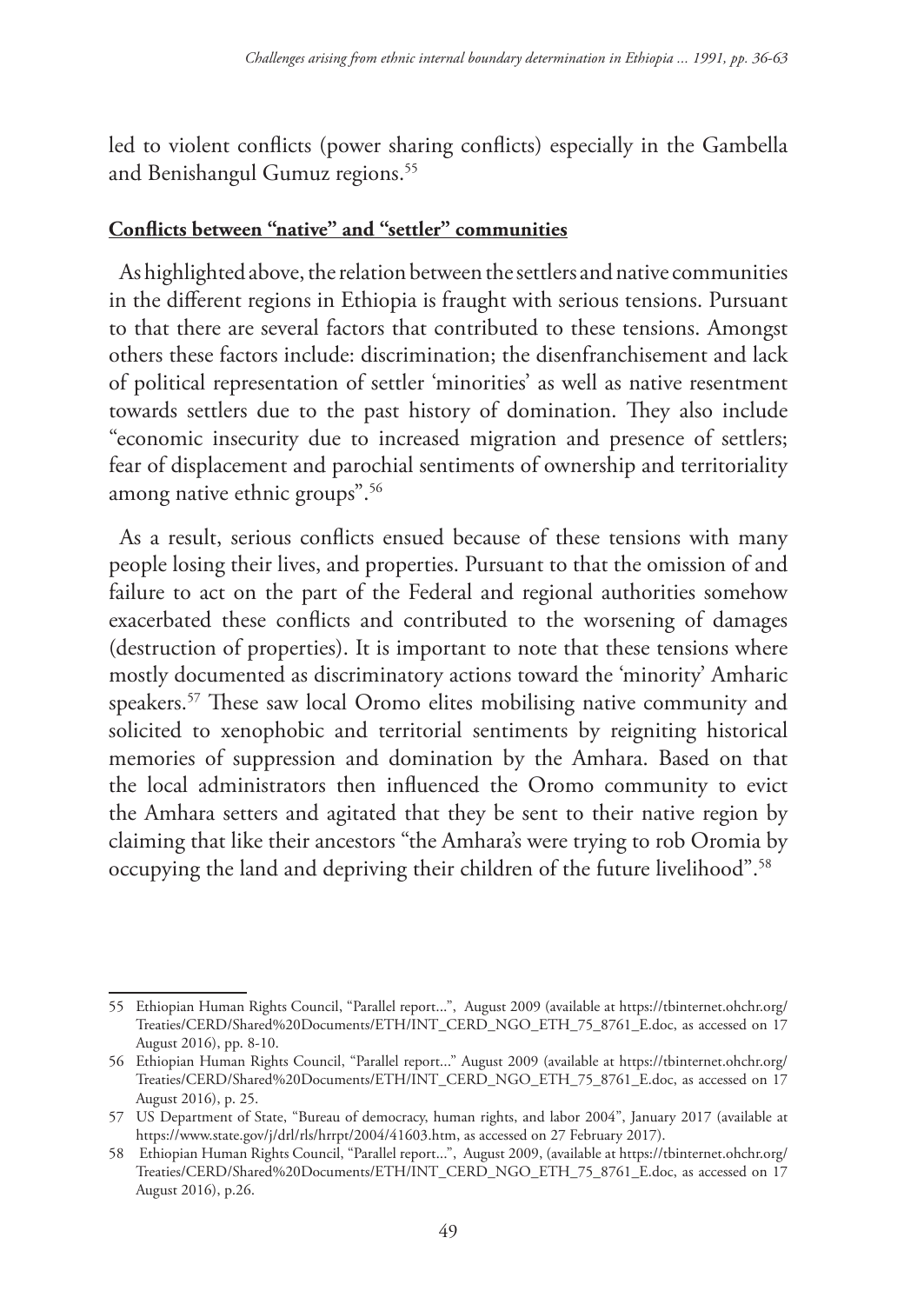led to violent conflicts (power sharing conflicts) especially in the Gambella and Benishangul Gumuz regions.[55]

**Conflicts between "native" and "settler" communities**

As highlighted above, the relation between the settlers and native communities in the different regions in Ethiopia is fraught with serious tensions. Pursuant to that there are several factors that contributed to these tensions. Amongst others these factors include: discrimination; the disenfranchisement and lack of political representation of settler 'minorities' as well as native resentment towards settlers due to the past history of domination. They also include "economic insecurity due to increased migration and presence of settlers; fear of displacement and parochial sentiments of ownership and territoriality among native ethnic groups".[56]

As a result, serious conflicts ensued because of these tensions with many people losing their lives, and properties. Pursuant to that the omission of and failure to act on the part of the Federal and regional authorities somehow exacerbated these conflicts and contributed to the worsening of damages (destruction of properties). It is important to note that these tensions where mostly documented as discriminatory actions toward the 'minority' Amharic speakers.[57] These saw local Oromo elites mobilising native community and solicited to xenophobic and territorial sentiments by reigniting historical memories of suppression and domination by the Amhara. Based on that the local administrators then influenced the Oromo community to evict the Amhara setters and agitated that they be sent to their native region by claiming that like their ancestors "the Amhara's were trying to rob Oromia by occupying the land and depriving their children of the future livelihood".[58]

---

55 Ethiopian Human Rights Council, "Parallel report...", August 2009 (available at https://tbinternet.ohchr.org/Treaties/CERD/Shared%20Documents/ETH/INT_CERD_NGO_ETH_75_8761_E.doc, as accessed on 17 August 2016), pp. 8-10.

56 Ethiopian Human Rights Council, "Parallel report..." August 2009 (available at https://tbinternet.ohchr.org/Treaties/CERD/Shared%20Documents/ETH/INT_CERD_NGO_ETH_75_8761_E.doc, as accessed on 17 August 2016), p. 25.

57 US Department of State, "Bureau of democracy, human rights, and labor 2004", January 2017 (available at https://www.state.gov/j/drl/rls/hrrpt/2004/41603.htm, as accessed on 27 February 2017).

58 Ethiopian Human Rights Council, "Parallel report...", August 2009, (available at https://tbinternet.ohchr.org/Treaties/CERD/Shared%20Documents/ETH/INT_CERD_NGO_ETH_75_8761_E.doc, as accessed on 17 August 2016), p.26.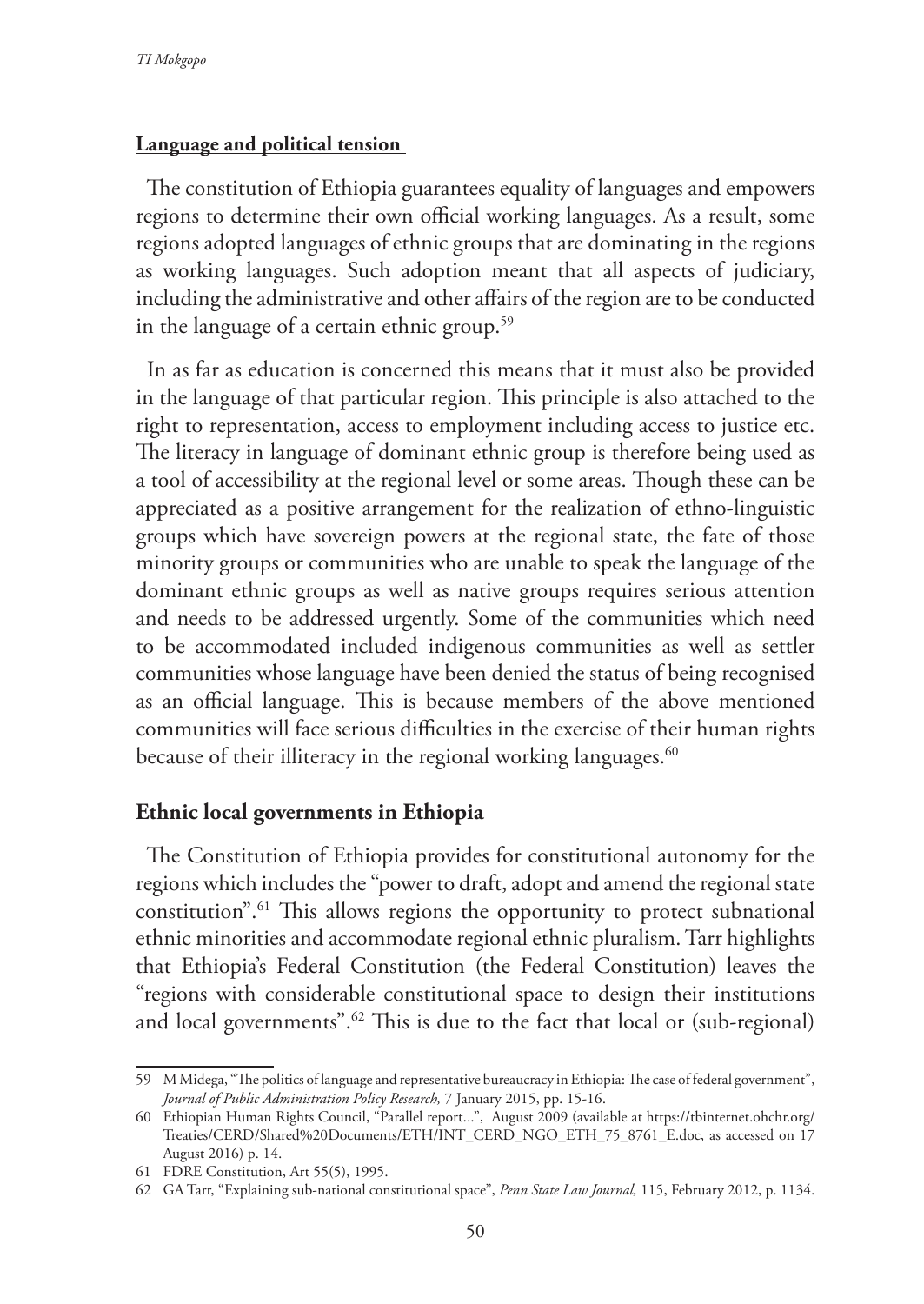**Language and political tension**

The constitution of Ethiopia guarantees equality of languages and empowers regions to determine their own official working languages. As a result, some regions adopted languages of ethnic groups that are dominating in the regions as working languages. Such adoption meant that all aspects of judiciary, including the administrative and other affairs of the region are to be conducted in the language of a certain ethnic group.[59]

In as far as education is concerned this means that it must also be provided in the language of that particular region. This principle is also attached to the right to representation, access to employment including access to justice etc. The literacy in language of dominant ethnic group is therefore being used as a tool of accessibility at the regional level or some areas. Though these can be appreciated as a positive arrangement for the realization of ethno-linguistic groups which have sovereign powers at the regional state, the fate of those minority groups or communities who are unable to speak the language of the dominant ethnic groups as well as native groups requires serious attention and needs to be addressed urgently. Some of the communities which need to be accommodated included indigenous communities as well as settler communities whose language have been denied the status of being recognised as an official language. This is because members of the above mentioned communities will face serious difficulties in the exercise of their human rights because of their illiteracy in the regional working languages.[60]

## Ethnic local governments in Ethiopia

The Constitution of Ethiopia provides for constitutional autonomy for the regions which includes the "power to draft, adopt and amend the regional state constitution".[61] This allows regions the opportunity to protect subnational ethnic minorities and accommodate regional ethnic pluralism. Tarr highlights that Ethiopia's Federal Constitution (the Federal Constitution) leaves the "regions with considerable constitutional space to design their institutions and local governments".[62] This is due to the fact that local or (sub-regional)

59 M Midega, "The politics of language and representative bureaucracy in Ethiopia: The case of federal government", *Journal of Public Administration Policy Research,* 7 January 2015, pp. 15-16.

60 Ethiopian Human Rights Council, "Parallel report...", August 2009 (available at https://tbinternet.ohchr.org/Treaties/CERD/Shared%20Documents/ETH/INT_CERD_NGO_ETH_75_8761_E.doc, as accessed on 17 August 2016) p. 14.

61 FDRE Constitution, Art 55(5), 1995.

62 GA Tarr, "Explaining sub-national constitutional space", *Penn State Law Journal,* 115, February 2012, p. 1134.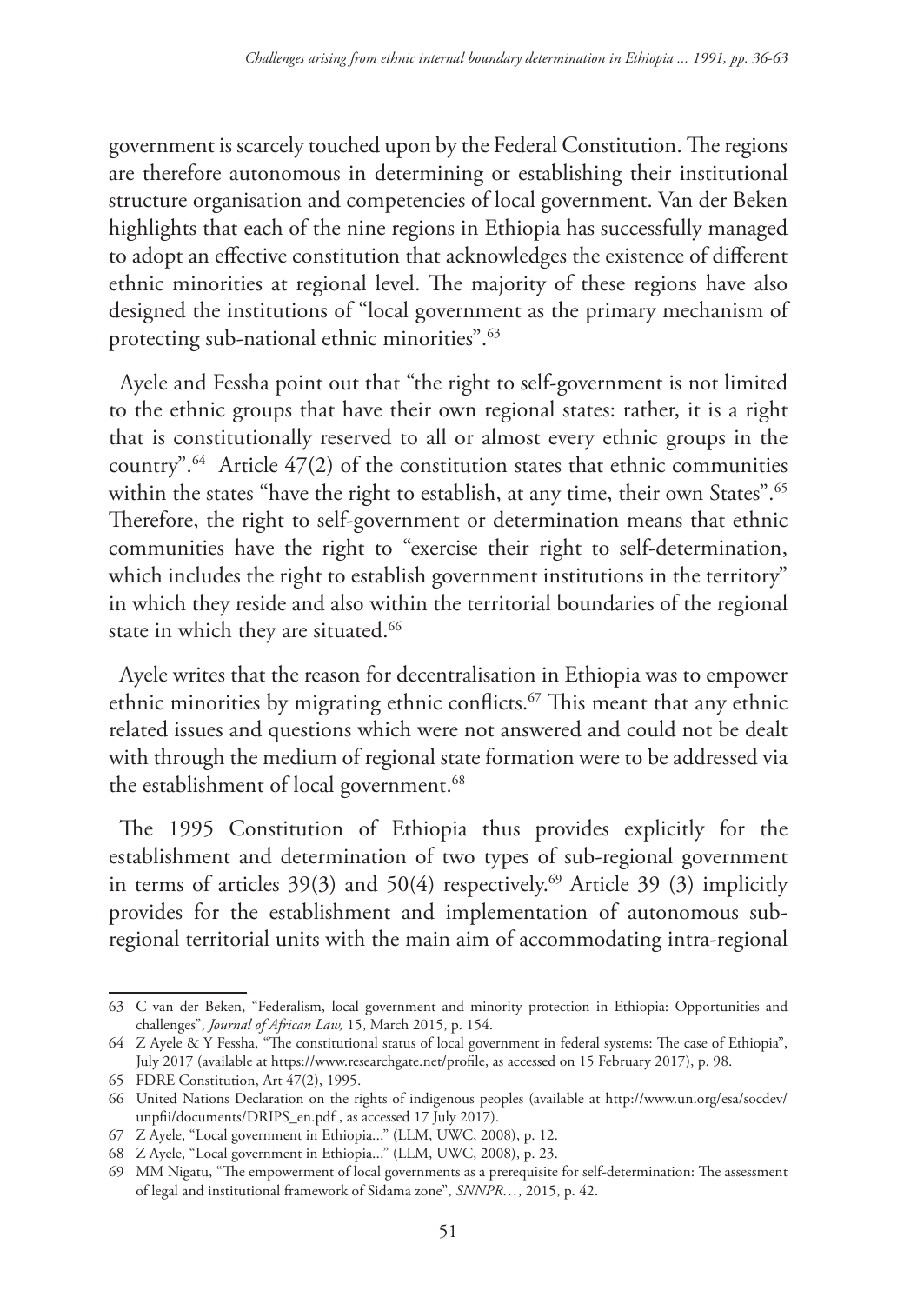government is scarcely touched upon by the Federal Constitution. The regions are therefore autonomous in determining or establishing their institutional structure organisation and competencies of local government. Van der Beken highlights that each of the nine regions in Ethiopia has successfully managed to adopt an effective constitution that acknowledges the existence of different ethnic minorities at regional level. The majority of these regions have also designed the institutions of "local government as the primary mechanism of protecting sub-national ethnic minorities".[63]

Ayele and Fessha point out that "the right to self-government is not limited to the ethnic groups that have their own regional states: rather, it is a right that is constitutionally reserved to all or almost every ethnic groups in the country".[64] Article 47(2) of the constitution states that ethnic communities within the states "have the right to establish, at any time, their own States".[65] Therefore, the right to self-government or determination means that ethnic communities have the right to "exercise their right to self-determination, which includes the right to establish government institutions in the territory" in which they reside and also within the territorial boundaries of the regional state in which they are situated.[66]

Ayele writes that the reason for decentralisation in Ethiopia was to empower ethnic minorities by migrating ethnic conflicts.[67] This meant that any ethnic related issues and questions which were not answered and could not be dealt with through the medium of regional state formation were to be addressed via the establishment of local government.[68]

The 1995 Constitution of Ethiopia thus provides explicitly for the establishment and determination of two types of sub-regional government in terms of articles 39(3) and 50(4) respectively.[69] Article 39 (3) implicitly provides for the establishment and implementation of autonomous sub-regional territorial units with the main aim of accommodating intra-regional

---

63 C van der Beken, "Federalism, local government and minority protection in Ethiopia: Opportunities and challenges", *Journal of African Law,* 15, March 2015, p. 154.

64 Z Ayele & Y Fessha, "The constitutional status of local government in federal systems: The case of Ethiopia", July 2017 (available at https://www.researchgate.net/profile, as accessed on 15 February 2017), p. 98.

65 FDRE Constitution, Art 47(2), 1995.

66 United Nations Declaration on the rights of indigenous peoples (available at http://www.un.org/esa/socdev/unpfii/documents/DRIPS_en.pdf , as accessed 17 July 2017).

67 Z Ayele, "Local government in Ethiopia..." (LLM, UWC, 2008), p. 12.

68 Z Ayele, "Local government in Ethiopia..." (LLM, UWC, 2008), p. 23.

69 MM Nigatu, "The empowerment of local governments as a prerequisite for self-determination: The assessment of legal and institutional framework of Sidama zone", *SNNPR…*, 2015, p. 42.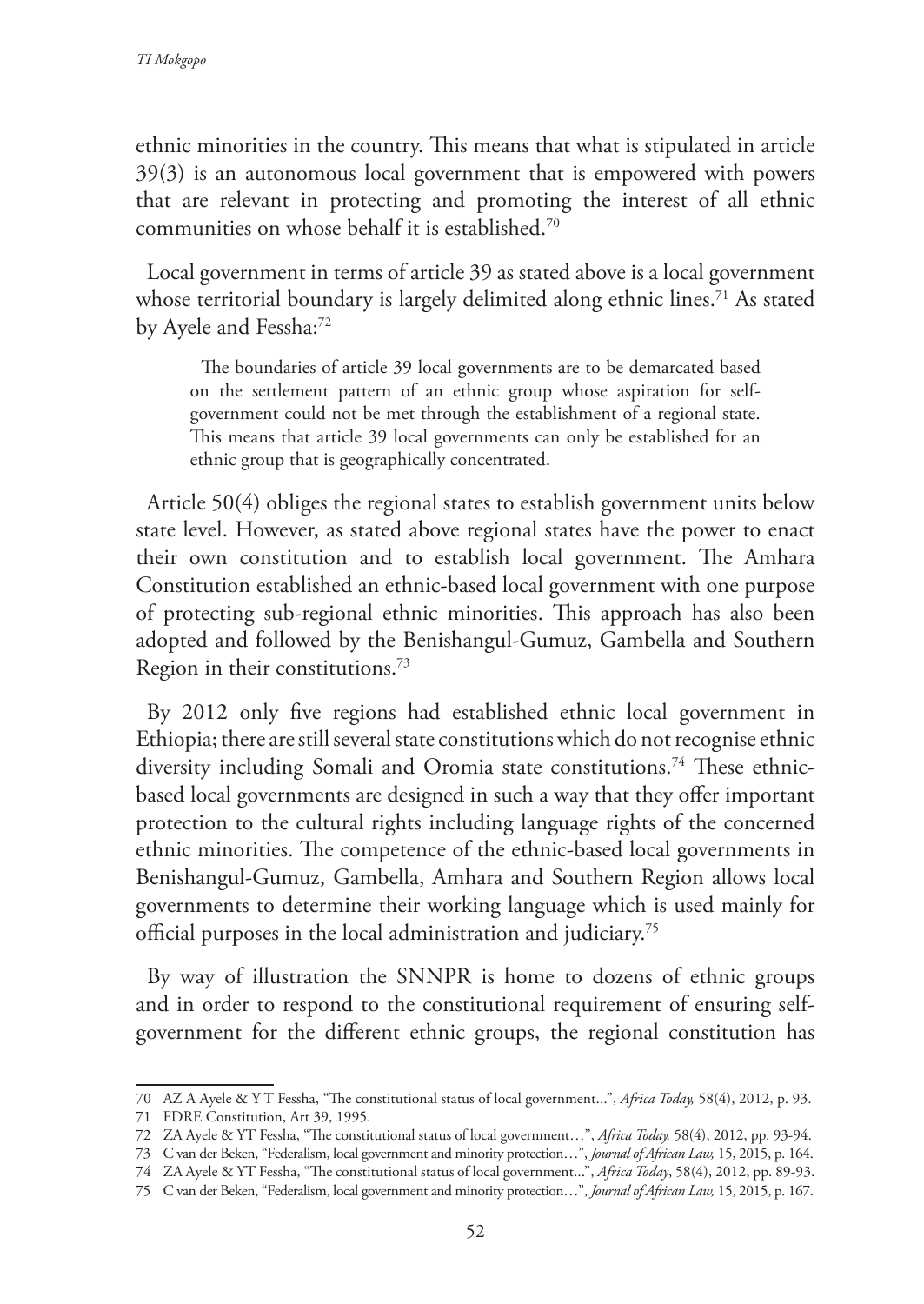ethnic minorities in the country. This means that what is stipulated in article 39(3) is an autonomous local government that is empowered with powers that are relevant in protecting and promoting the interest of all ethnic communities on whose behalf it is established.[70]

Local government in terms of article 39 as stated above is a local government whose territorial boundary is largely delimited along ethnic lines.[71] As stated by Ayele and Fessha:[72]

> The boundaries of article 39 local governments are to be demarcated based on the settlement pattern of an ethnic group whose aspiration for self-government could not be met through the establishment of a regional state. This means that article 39 local governments can only be established for an ethnic group that is geographically concentrated.

Article 50(4) obliges the regional states to establish government units below state level. However, as stated above regional states have the power to enact their own constitution and to establish local government. The Amhara Constitution established an ethnic-based local government with one purpose of protecting sub-regional ethnic minorities. This approach has also been adopted and followed by the Benishangul-Gumuz, Gambella and Southern Region in their constitutions.[73]

By 2012 only five regions had established ethnic local government in Ethiopia; there are still several state constitutions which do not recognise ethnic diversity including Somali and Oromia state constitutions.[74] These ethnic-based local governments are designed in such a way that they offer important protection to the cultural rights including language rights of the concerned ethnic minorities. The competence of the ethnic-based local governments in Benishangul-Gumuz, Gambella, Amhara and Southern Region allows local governments to determine their working language which is used mainly for official purposes in the local administration and judiciary.[75]

By way of illustration the SNNPR is home to dozens of ethnic groups and in order to respond to the constitutional requirement of ensuring self-government for the different ethnic groups, the regional constitution has

---

70 AZ A Ayele & Y T Fessha, "The constitutional status of local government...", *Africa Today,* 58(4), 2012, p. 93.

71 FDRE Constitution, Art 39, 1995.

72 ZA Ayele & YT Fessha, "The constitutional status of local government…", *Africa Today,* 58(4), 2012, pp. 93-94.

73 C van der Beken, "Federalism, local government and minority protection…", *Journal of African Law,* 15, 2015, p. 164.

74 ZA Ayele & YT Fessha, "The constitutional status of local government...", *Africa Today*, 58(4), 2012, pp. 89-93.

75 C van der Beken, "Federalism, local government and minority protection…", *Journal of African Law,* 15, 2015, p. 167.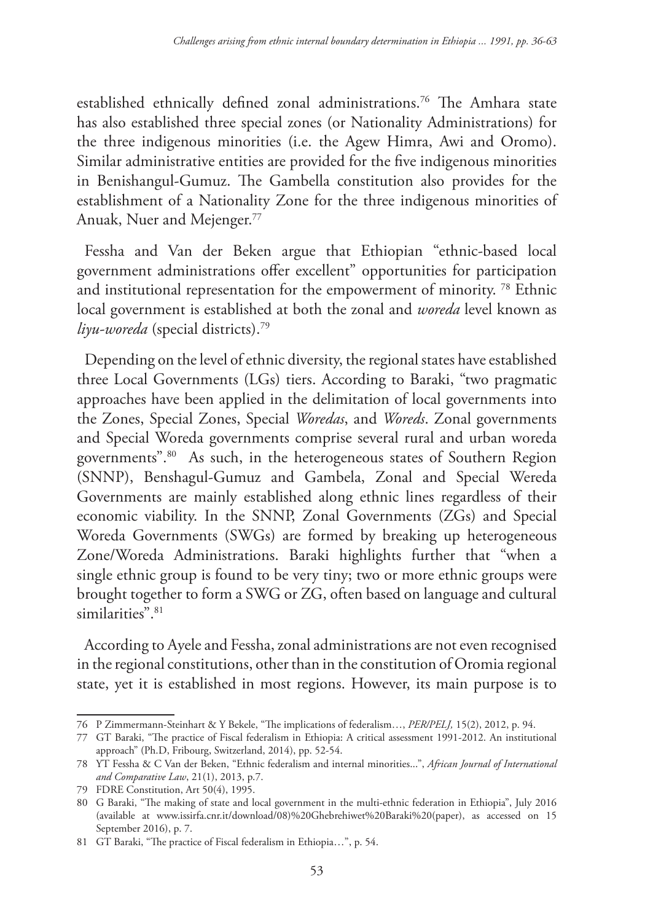established ethnically defined zonal administrations.[76] The Amhara state has also established three special zones (or Nationality Administrations) for the three indigenous minorities (i.e. the Agew Himra, Awi and Oromo). Similar administrative entities are provided for the five indigenous minorities in Benishangul-Gumuz. The Gambella constitution also provides for the establishment of a Nationality Zone for the three indigenous minorities of Anuak, Nuer and Mejenger.[77]

Fessha and Van der Beken argue that Ethiopian "ethnic-based local government administrations offer excellent" opportunities for participation and institutional representation for the empowerment of minority. [78] Ethnic local government is established at both the zonal and *woreda* level known as *liyu-woreda* (special districts).[79]

Depending on the level of ethnic diversity, the regional states have established three Local Governments (LGs) tiers. According to Baraki, "two pragmatic approaches have been applied in the delimitation of local governments into the Zones, Special Zones, Special *Woredas*, and *Woreds*. Zonal governments and Special Woreda governments comprise several rural and urban woreda governments".[80] As such, in the heterogeneous states of Southern Region (SNNP), Benshagul-Gumuz and Gambela, Zonal and Special Wereda Governments are mainly established along ethnic lines regardless of their economic viability. In the SNNP, Zonal Governments (ZGs) and Special Woreda Governments (SWGs) are formed by breaking up heterogeneous Zone/Woreda Administrations. Baraki highlights further that "when a single ethnic group is found to be very tiny; two or more ethnic groups were brought together to form a SWG or ZG, often based on language and cultural similarities".[81]

According to Ayele and Fessha, zonal administrations are not even recognised in the regional constitutions, other than in the constitution of Oromia regional state, yet it is established in most regions. However, its main purpose is to

---

76 P Zimmermann-Steinhart & Y Bekele, "The implications of federalism…, *PER/PELJ,* 15(2), 2012, p. 94.

77 GT Baraki, "The practice of Fiscal federalism in Ethiopia: A critical assessment 1991-2012. An institutional approach" (Ph.D, Fribourg, Switzerland, 2014), pp. 52-54.

78 YT Fessha & C Van der Beken, "Ethnic federalism and internal minorities...", *African Journal of International and Comparative Law*, 21(1), 2013, p.7.

79 FDRE Constitution, Art 50(4), 1995.

80 G Baraki, "The making of state and local government in the multi-ethnic federation in Ethiopia", July 2016 (available at www.issirfa.cnr.it/download/08)%20Ghebrehiwet%20Baraki%20(paper), as accessed on 15 September 2016), p. 7.

81 GT Baraki, "The practice of Fiscal federalism in Ethiopia…", p. 54.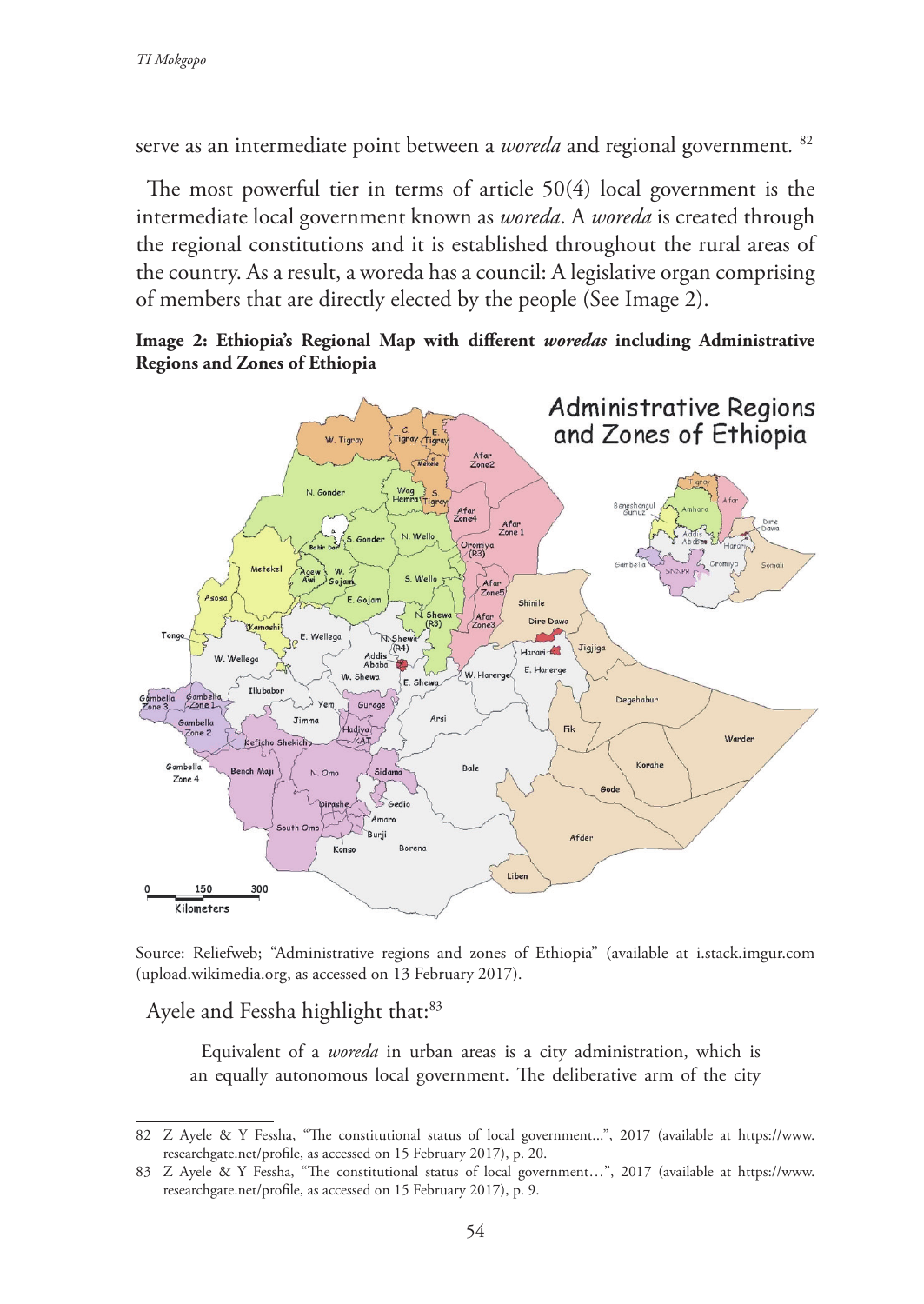serve as an intermediate point between a *woreda* and regional government. [82]

The most powerful tier in terms of article 50(4) local government is the intermediate local government known as *woreda*. A *woreda* is created through the regional constitutions and it is established throughout the rural areas of the country. As a result, a woreda has a council: A legislative organ comprising of members that are directly elected by the people (See Image 2).

**Image 2: Ethiopia's Regional Map with different *woredas* including Administrative Regions and Zones of Ethiopia**

Source: Reliefweb; "Administrative regions and zones of Ethiopia" (available at i.stack.imgur.com (upload.wikimedia.org, as accessed on 13 February 2017).

Ayele and Fessha highlight that:[83]

> Equivalent of a *woreda* in urban areas is a city administration, which is an equally autonomous local government. The deliberative arm of the city

---

82 Z Ayele & Y Fessha, "The constitutional status of local government...", 2017 (available at https://www.researchgate.net/profile, as accessed on 15 February 2017), p. 20.

83 Z Ayele & Y Fessha, "The constitutional status of local government…", 2017 (available at https://www.researchgate.net/profile, as accessed on 15 February 2017), p. 9.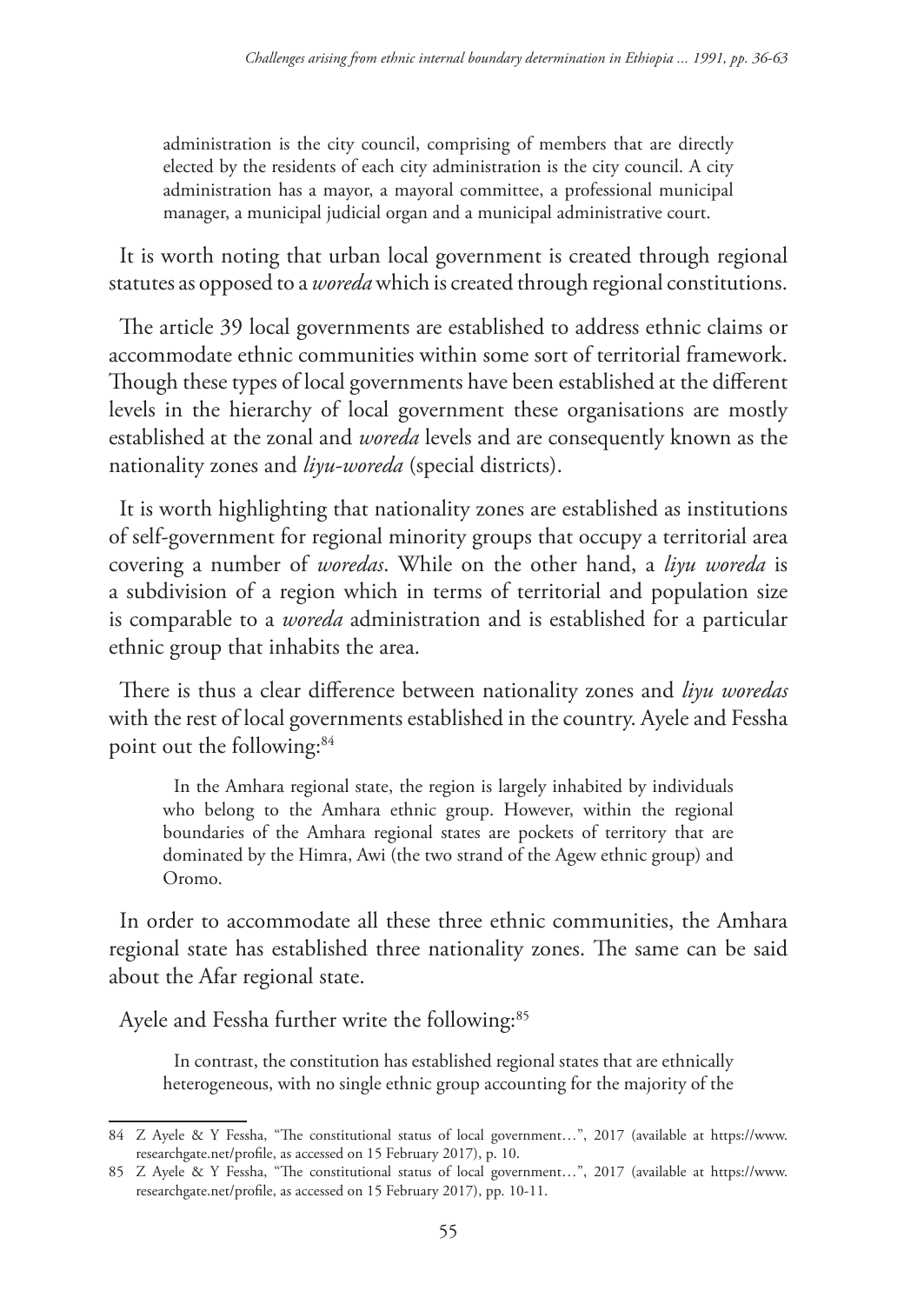> administration is the city council, comprising of members that are directly elected by the residents of each city administration is the city council. A city administration has a mayor, a mayoral committee, a professional municipal manager, a municipal judicial organ and a municipal administrative court.

It is worth noting that urban local government is created through regional statutes as opposed to a *woreda* which is created through regional constitutions.

The article 39 local governments are established to address ethnic claims or accommodate ethnic communities within some sort of territorial framework. Though these types of local governments have been established at the different levels in the hierarchy of local government these organisations are mostly established at the zonal and *woreda* levels and are consequently known as the nationality zones and *liyu-woreda* (special districts).

It is worth highlighting that nationality zones are established as institutions of self-government for regional minority groups that occupy a territorial area covering a number of *woredas*. While on the other hand, a *liyu woreda* is a subdivision of a region which in terms of territorial and population size is comparable to a *woreda* administration and is established for a particular ethnic group that inhabits the area.

There is thus a clear difference between nationality zones and *liyu woredas* with the rest of local governments established in the country. Ayele and Fessha point out the following:[84]

> In the Amhara regional state, the region is largely inhabited by individuals who belong to the Amhara ethnic group. However, within the regional boundaries of the Amhara regional states are pockets of territory that are dominated by the Himra, Awi (the two strand of the Agew ethnic group) and Oromo.

In order to accommodate all these three ethnic communities, the Amhara regional state has established three nationality zones. The same can be said about the Afar regional state.

Ayele and Fessha further write the following:[85]

> In contrast, the constitution has established regional states that are ethnically heterogeneous, with no single ethnic group accounting for the majority of the

---

84 Z Ayele & Y Fessha, "The constitutional status of local government…", 2017 (available at https://www.researchgate.net/profile, as accessed on 15 February 2017), p. 10.

85 Z Ayele & Y Fessha, "The constitutional status of local government…", 2017 (available at https://www.researchgate.net/profile, as accessed on 15 February 2017), pp. 10-11.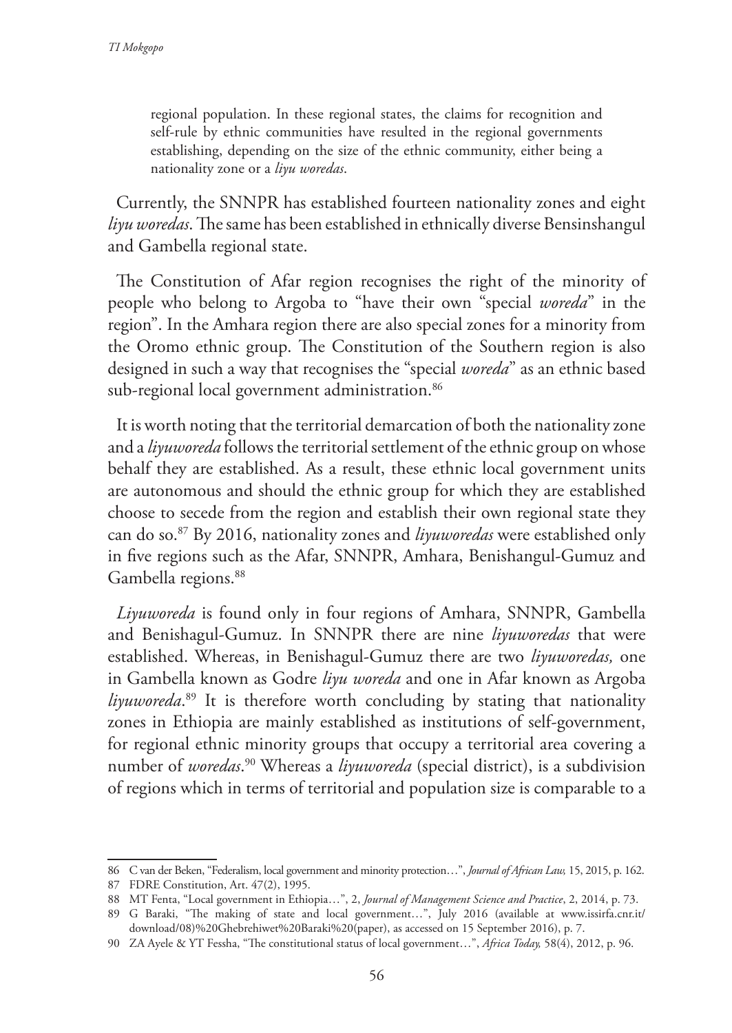regional population. In these regional states, the claims for recognition and self-rule by ethnic communities have resulted in the regional governments establishing, depending on the size of the ethnic community, either being a nationality zone or a *liyu woredas*.

Currently, the SNNPR has established fourteen nationality zones and eight *liyu woredas*. The same has been established in ethnically diverse Bensinshangul and Gambella regional state.

The Constitution of Afar region recognises the right of the minority of people who belong to Argoba to "have their own "special *woreda*" in the region". In the Amhara region there are also special zones for a minority from the Oromo ethnic group. The Constitution of the Southern region is also designed in such a way that recognises the "special *woreda*" as an ethnic based sub-regional local government administration.[86]

It is worth noting that the territorial demarcation of both the nationality zone and a *liyuworeda* follows the territorial settlement of the ethnic group on whose behalf they are established. As a result, these ethnic local government units are autonomous and should the ethnic group for which they are established choose to secede from the region and establish their own regional state they can do so.[87] By 2016, nationality zones and *liyuworedas* were established only in five regions such as the Afar, SNNPR, Amhara, Benishangul-Gumuz and Gambella regions.[88]

*Liyuworeda* is found only in four regions of Amhara, SNNPR, Gambella and Benishagul-Gumuz. In SNNPR there are nine *liyuworedas* that were established. Whereas, in Benishagul-Gumuz there are two *liyuworedas,* one in Gambella known as Godre *liyu woreda* and one in Afar known as Argoba *liyuworeda*.[89] It is therefore worth concluding by stating that nationality zones in Ethiopia are mainly established as institutions of self-government, for regional ethnic minority groups that occupy a territorial area covering a number of *woredas*.[90] Whereas a *liyuworeda* (special district), is a subdivision of regions which in terms of territorial and population size is comparable to a

---

86 C van der Beken, "Federalism, local government and minority protection…", *Journal of African Law,* 15, 2015, p. 162.

87 FDRE Constitution, Art. 47(2), 1995.

88 MT Fenta, "Local government in Ethiopia…", 2, *Journal of Management Science and Practice*, 2, 2014, p. 73.

89 G Baraki, "The making of state and local government…", July 2016 (available at www.issirfa.cnr.it/download/08)%20Ghebrehiwet%20Baraki%20(paper), as accessed on 15 September 2016), p. 7.

90 ZA Ayele & YT Fessha, "The constitutional status of local government…", *Africa Today,* 58(4), 2012, p. 96.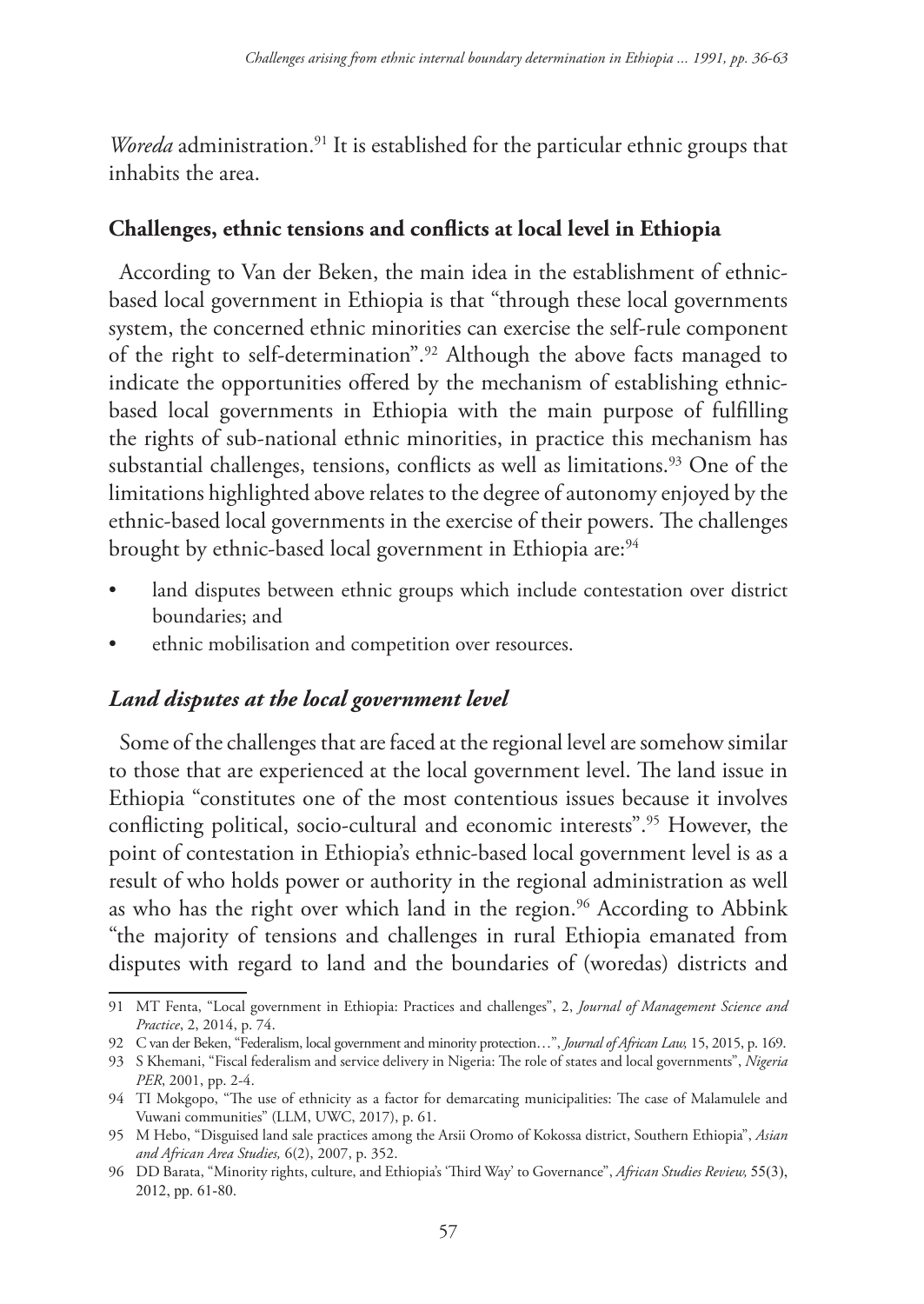*Woreda* administration.[91] It is established for the particular ethnic groups that inhabits the area.

## Challenges, ethnic tensions and conflicts at local level in Ethiopia

According to Van der Beken, the main idea in the establishment of ethnic-based local government in Ethiopia is that "through these local governments system, the concerned ethnic minorities can exercise the self-rule component of the right to self-determination".[92] Although the above facts managed to indicate the opportunities offered by the mechanism of establishing ethnic-based local governments in Ethiopia with the main purpose of fulfilling the rights of sub-national ethnic minorities, in practice this mechanism has substantial challenges, tensions, conflicts as well as limitations.[93] One of the limitations highlighted above relates to the degree of autonomy enjoyed by the ethnic-based local governments in the exercise of their powers. The challenges brought by ethnic-based local government in Ethiopia are:[94]

- land disputes between ethnic groups which include contestation over district boundaries; and
- ethnic mobilisation and competition over resources.

### *Land disputes at the local government level*

Some of the challenges that are faced at the regional level are somehow similar to those that are experienced at the local government level. The land issue in Ethiopia "constitutes one of the most contentious issues because it involves conflicting political, socio-cultural and economic interests".[95] However, the point of contestation in Ethiopia's ethnic-based local government level is as a result of who holds power or authority in the regional administration as well as who has the right over which land in the region.[96] According to Abbink "the majority of tensions and challenges in rural Ethiopia emanated from disputes with regard to land and the boundaries of (woredas) districts and

---

91 MT Fenta, "Local government in Ethiopia: Practices and challenges", 2, *Journal of Management Science and Practice*, 2, 2014, p. 74.

92 C van der Beken, "Federalism, local government and minority protection…", *Journal of African Law,* 15, 2015, p. 169.

93 S Khemani, "Fiscal federalism and service delivery in Nigeria: The role of states and local governments", *Nigeria PER*, 2001, pp. 2-4.

94 TI Mokgopo, "The use of ethnicity as a factor for demarcating municipalities: The case of Malamulele and Vuwani communities" (LLM, UWC, 2017), p. 61.

95 M Hebo, "Disguised land sale practices among the Arsii Oromo of Kokossa district, Southern Ethiopia", *Asian and African Area Studies,* 6(2), 2007, p. 352.

96 DD Barata, "Minority rights, culture, and Ethiopia's 'Third Way' to Governance", *African Studies Review,* 55(3), 2012, pp. 61-80.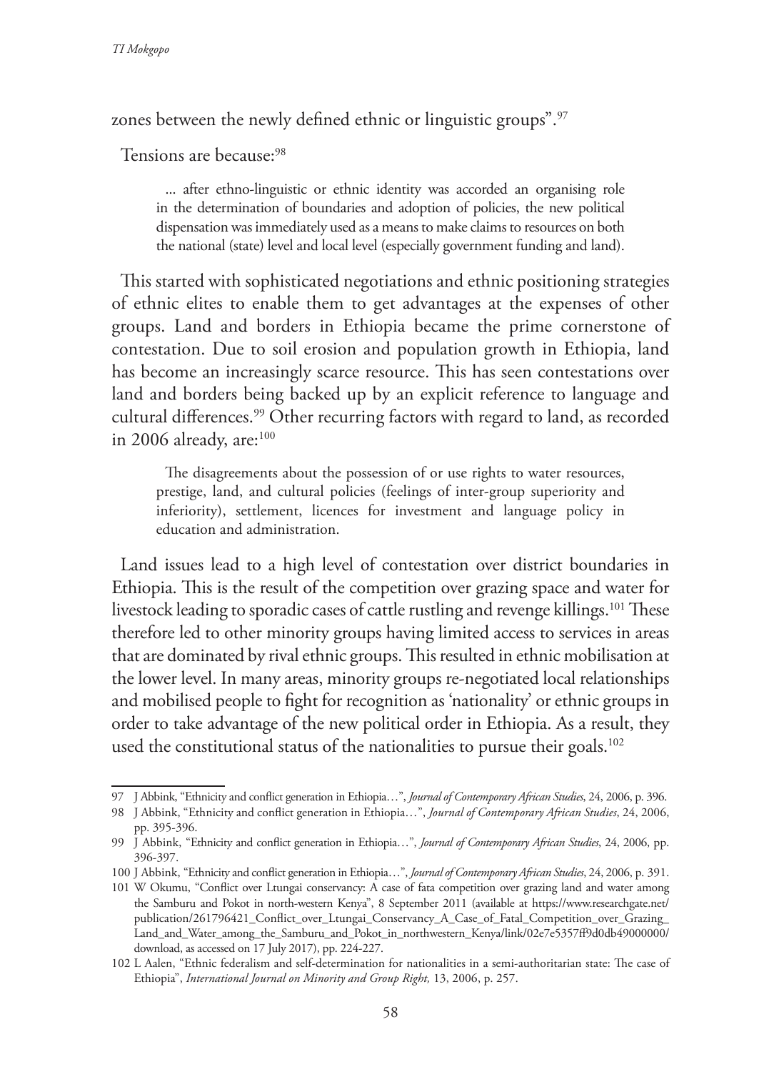zones between the newly defined ethnic or linguistic groups".[97]

Tensions are because:[98]

> ... after ethno-linguistic or ethnic identity was accorded an organising role in the determination of boundaries and adoption of policies, the new political dispensation was immediately used as a means to make claims to resources on both the national (state) level and local level (especially government funding and land).

This started with sophisticated negotiations and ethnic positioning strategies of ethnic elites to enable them to get advantages at the expenses of other groups. Land and borders in Ethiopia became the prime cornerstone of contestation. Due to soil erosion and population growth in Ethiopia, land has become an increasingly scarce resource. This has seen contestations over land and borders being backed up by an explicit reference to language and cultural differences.[99] Other recurring factors with regard to land, as recorded in 2006 already, are:[100]

> The disagreements about the possession of or use rights to water resources, prestige, land, and cultural policies (feelings of inter-group superiority and inferiority), settlement, licences for investment and language policy in education and administration.

Land issues lead to a high level of contestation over district boundaries in Ethiopia. This is the result of the competition over grazing space and water for livestock leading to sporadic cases of cattle rustling and revenge killings.[101] These therefore led to other minority groups having limited access to services in areas that are dominated by rival ethnic groups. This resulted in ethnic mobilisation at the lower level. In many areas, minority groups re-negotiated local relationships and mobilised people to fight for recognition as 'nationality' or ethnic groups in order to take advantage of the new political order in Ethiopia. As a result, they used the constitutional status of the nationalities to pursue their goals.[102]

---

97 J Abbink, "Ethnicity and conflict generation in Ethiopia…", *Journal of Contemporary African Studies*, 24, 2006, p. 396.

98 J Abbink, "Ethnicity and conflict generation in Ethiopia…", *Journal of Contemporary African Studies*, 24, 2006, pp. 395-396.

99 J Abbink, "Ethnicity and conflict generation in Ethiopia…", *Journal of Contemporary African Studies*, 24, 2006, pp. 396-397.

100 J Abbink, "Ethnicity and conflict generation in Ethiopia…", *Journal of Contemporary African Studies*, 24, 2006, p. 391.

101 W Okumu, "Conflict over Ltungai conservancy: A case of fata competition over grazing land and water among the Samburu and Pokot in north-western Kenya", 8 September 2011 (available at https://www.researchgate.net/publication/261796421_Conflict_over_Ltungai_Conservancy_A_Case_of_Fatal_Competition_over_Grazing_Land_and_Water_among_the_Samburu_and_Pokot_in_northwestern_Kenya/link/02e7e5357ff9d0db49000000/download, as accessed on 17 July 2017), pp. 224-227.

102 L Aalen, "Ethnic federalism and self-determination for nationalities in a semi-authoritarian state: The case of Ethiopia", *International Journal on Minority and Group Right,* 13, 2006, p. 257.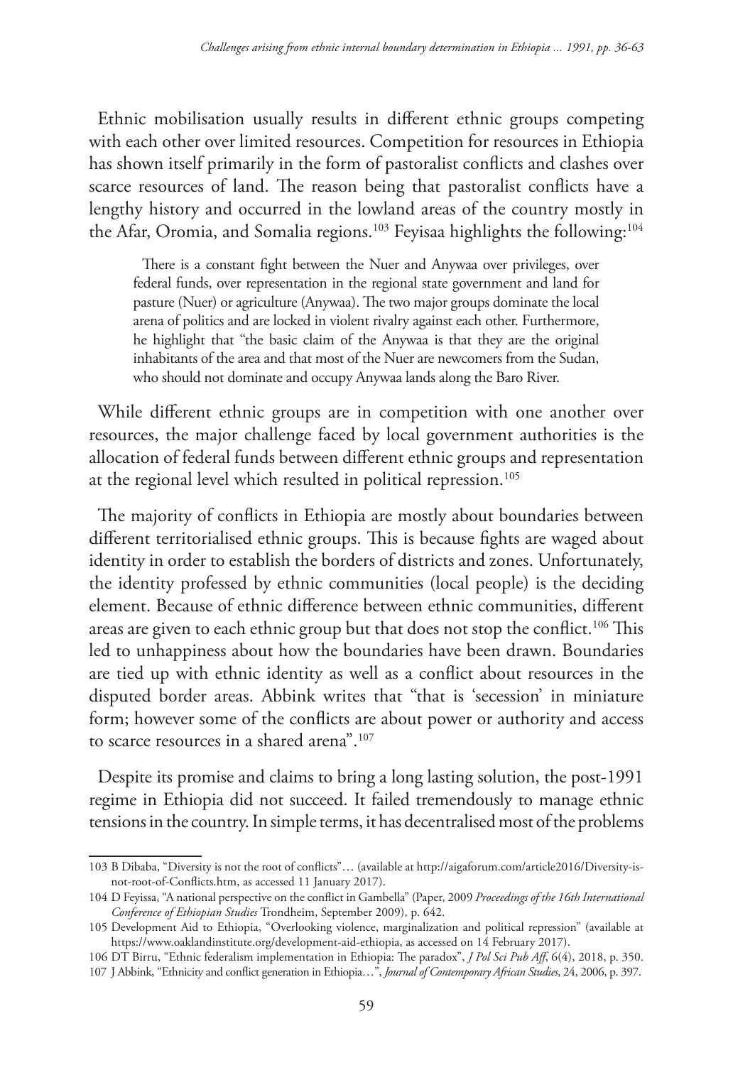Ethnic mobilisation usually results in different ethnic groups competing with each other over limited resources. Competition for resources in Ethiopia has shown itself primarily in the form of pastoralist conflicts and clashes over scarce resources of land. The reason being that pastoralist conflicts have a lengthy history and occurred in the lowland areas of the country mostly in the Afar, Oromia, and Somalia regions.[103] Feyisaa highlights the following:[104]

> There is a constant fight between the Nuer and Anywaa over privileges, over federal funds, over representation in the regional state government and land for pasture (Nuer) or agriculture (Anywaa). The two major groups dominate the local arena of politics and are locked in violent rivalry against each other. Furthermore, he highlight that "the basic claim of the Anywaa is that they are the original inhabitants of the area and that most of the Nuer are newcomers from the Sudan, who should not dominate and occupy Anywaa lands along the Baro River.

While different ethnic groups are in competition with one another over resources, the major challenge faced by local government authorities is the allocation of federal funds between different ethnic groups and representation at the regional level which resulted in political repression.[105]

The majority of conflicts in Ethiopia are mostly about boundaries between different territorialised ethnic groups. This is because fights are waged about identity in order to establish the borders of districts and zones. Unfortunately, the identity professed by ethnic communities (local people) is the deciding element. Because of ethnic difference between ethnic communities, different areas are given to each ethnic group but that does not stop the conflict.[106] This led to unhappiness about how the boundaries have been drawn. Boundaries are tied up with ethnic identity as well as a conflict about resources in the disputed border areas. Abbink writes that "that is 'secession' in miniature form; however some of the conflicts are about power or authority and access to scarce resources in a shared arena".[107]

Despite its promise and claims to bring a long lasting solution, the post-1991 regime in Ethiopia did not succeed. It failed tremendously to manage ethnic tensions in the country. In simple terms, it has decentralised most of the problems

---

103 B Dibaba, "Diversity is not the root of conflicts"… (available at http://aigaforum.com/article2016/Diversity-is-not-root-of-Conflicts.htm, as accessed 11 January 2017).

104 D Feyissa, "A national perspective on the conflict in Gambella" (Paper, 2009 *Proceedings of the 16th International Conference of Ethiopian Studies* Trondheim, September 2009), p. 642.

105 Development Aid to Ethiopia, "Overlooking violence, marginalization and political repression" (available at https://www.oaklandinstitute.org/development-aid-ethiopia, as accessed on 14 February 2017).

106 DT Birru, "Ethnic federalism implementation in Ethiopia: The paradox", *J Pol Sci Pub Aff*, 6(4), 2018, p. 350.

107 J Abbink, "Ethnicity and conflict generation in Ethiopia…", *Journal of Contemporary African Studies*, 24, 2006, p. 397.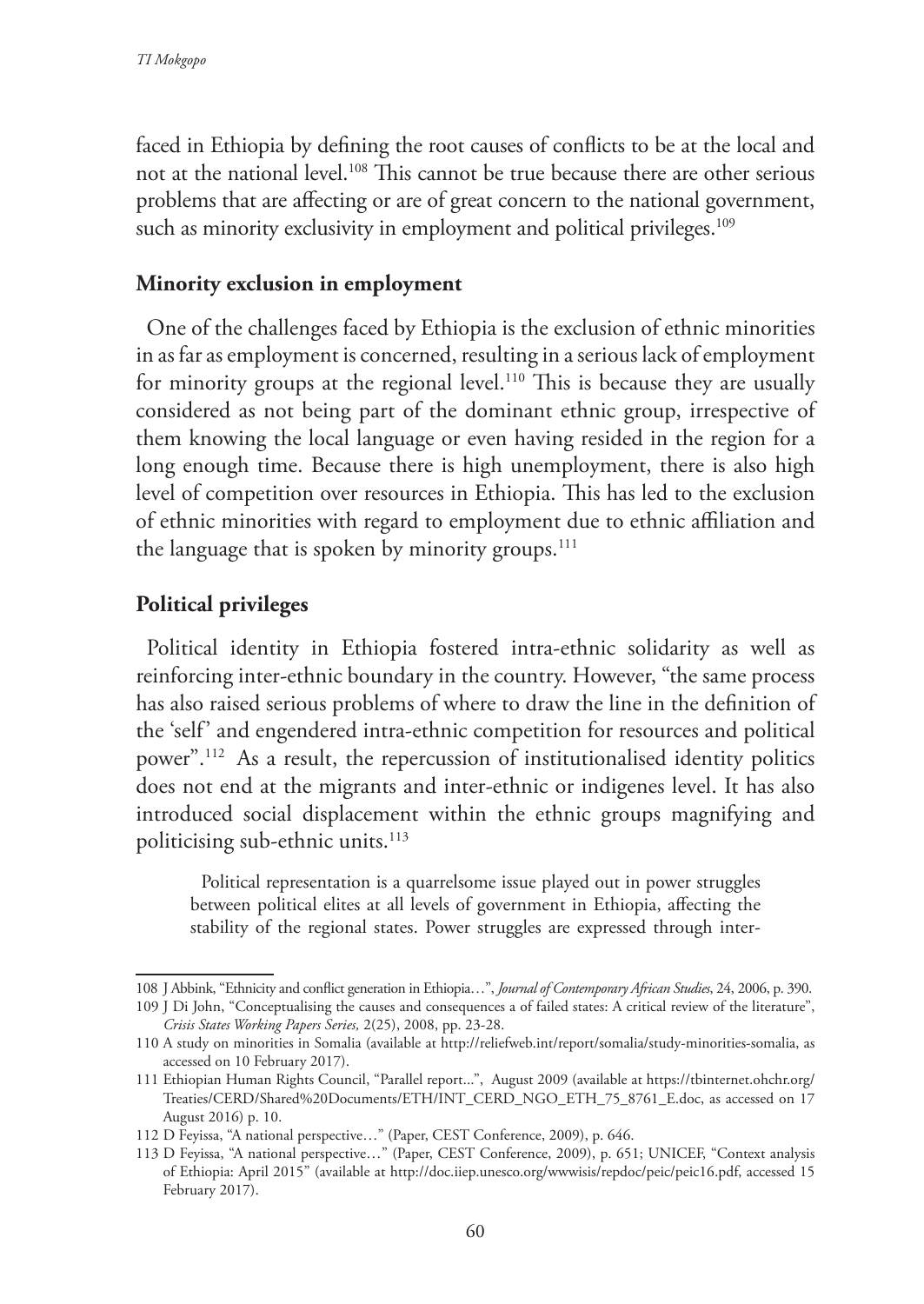faced in Ethiopia by defining the root causes of conflicts to be at the local and not at the national level.[108] This cannot be true because there are other serious problems that are affecting or are of great concern to the national government, such as minority exclusivity in employment and political privileges.[109]

## Minority exclusion in employment

One of the challenges faced by Ethiopia is the exclusion of ethnic minorities in as far as employment is concerned, resulting in a serious lack of employment for minority groups at the regional level.[110] This is because they are usually considered as not being part of the dominant ethnic group, irrespective of them knowing the local language or even having resided in the region for a long enough time. Because there is high unemployment, there is also high level of competition over resources in Ethiopia. This has led to the exclusion of ethnic minorities with regard to employment due to ethnic affiliation and the language that is spoken by minority groups.[111]

## Political privileges

Political identity in Ethiopia fostered intra-ethnic solidarity as well as reinforcing inter-ethnic boundary in the country. However, "the same process has also raised serious problems of where to draw the line in the definition of the 'self' and engendered intra-ethnic competition for resources and political power".[112] As a result, the repercussion of institutionalised identity politics does not end at the migrants and inter-ethnic or indigenes level. It has also introduced social displacement within the ethnic groups magnifying and politicising sub-ethnic units.[113]

> Political representation is a quarrelsome issue played out in power struggles between political elites at all levels of government in Ethiopia, affecting the stability of the regional states. Power struggles are expressed through inter-

---

108 J Abbink, "Ethnicity and conflict generation in Ethiopia…", *Journal of Contemporary African Studies*, 24, 2006, p. 390.

109 J Di John, "Conceptualising the causes and consequences a of failed states: A critical review of the literature", *Crisis States Working Papers Series,* 2(25), 2008, pp. 23-28.

110 A study on minorities in Somalia (available at http://reliefweb.int/report/somalia/study-minorities-somalia, as accessed on 10 February 2017).

111 Ethiopian Human Rights Council, "Parallel report...", August 2009 (available at https://tbinternet.ohchr.org/Treaties/CERD/Shared%20Documents/ETH/INT_CERD_NGO_ETH_75_8761_E.doc, as accessed on 17 August 2016) p. 10.

112 D Feyissa, "A national perspective…" (Paper, CEST Conference, 2009), p. 646.

113 D Feyissa, "A national perspective…" (Paper, CEST Conference, 2009), p. 651; UNICEF, "Context analysis of Ethiopia: April 2015" (available at http://doc.iiep.unesco.org/wwwisis/repdoc/peic/peic16.pdf, accessed 15 February 2017).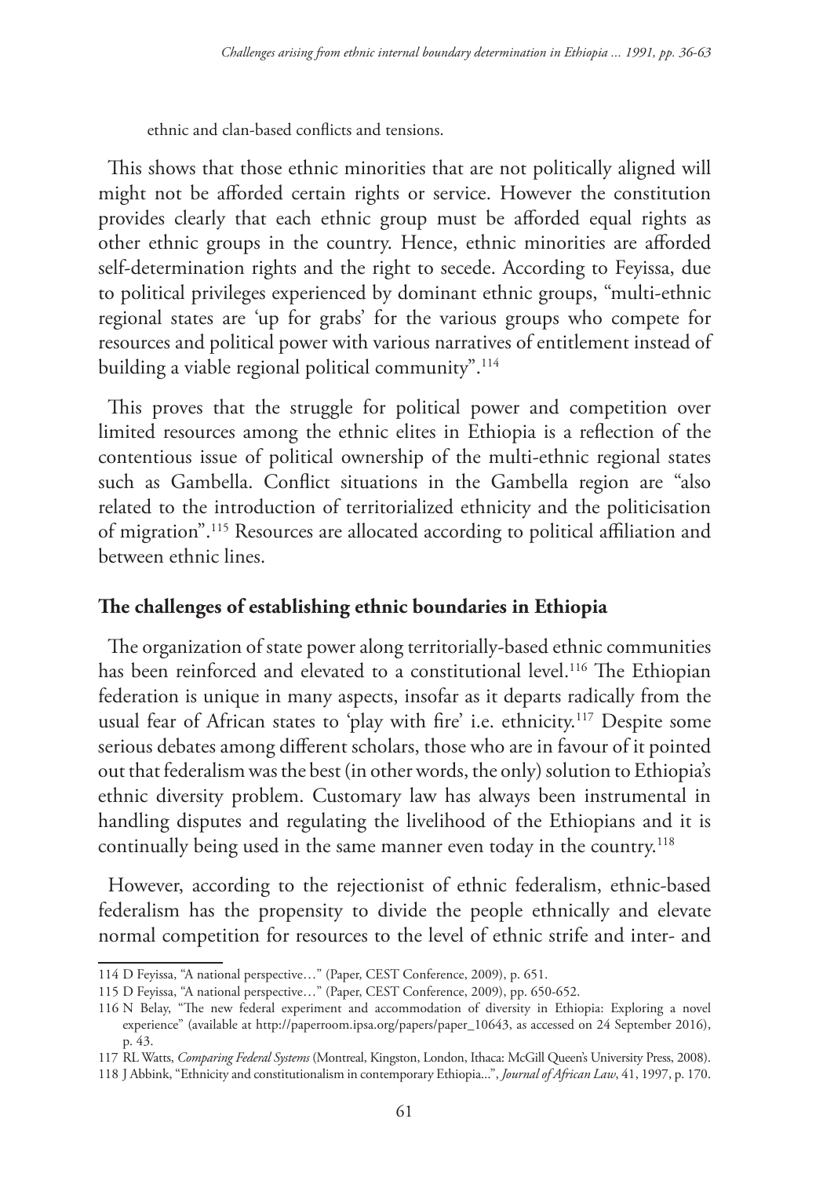ethnic and clan-based conflicts and tensions.

This shows that those ethnic minorities that are not politically aligned will might not be afforded certain rights or service. However the constitution provides clearly that each ethnic group must be afforded equal rights as other ethnic groups in the country. Hence, ethnic minorities are afforded self-determination rights and the right to secede. According to Feyissa, due to political privileges experienced by dominant ethnic groups, "multi-ethnic regional states are 'up for grabs' for the various groups who compete for resources and political power with various narratives of entitlement instead of building a viable regional political community".[114]

This proves that the struggle for political power and competition over limited resources among the ethnic elites in Ethiopia is a reflection of the contentious issue of political ownership of the multi-ethnic regional states such as Gambella. Conflict situations in the Gambella region are "also related to the introduction of territorialized ethnicity and the politicisation of migration".[115] Resources are allocated according to political affiliation and between ethnic lines.

## The challenges of establishing ethnic boundaries in Ethiopia

The organization of state power along territorially-based ethnic communities has been reinforced and elevated to a constitutional level.[116] The Ethiopian federation is unique in many aspects, insofar as it departs radically from the usual fear of African states to 'play with fire' i.e. ethnicity.[117] Despite some serious debates among different scholars, those who are in favour of it pointed out that federalism was the best (in other words, the only) solution to Ethiopia's ethnic diversity problem. Customary law has always been instrumental in handling disputes and regulating the livelihood of the Ethiopians and it is continually being used in the same manner even today in the country.[118]

However, according to the rejectionist of ethnic federalism, ethnic-based federalism has the propensity to divide the people ethnically and elevate normal competition for resources to the level of ethnic strife and inter- and

---

114 D Feyissa, "A national perspective…" (Paper, CEST Conference, 2009), p. 651.

115 D Feyissa, "A national perspective…" (Paper, CEST Conference, 2009), pp. 650-652.

116 N Belay, "The new federal experiment and accommodation of diversity in Ethiopia: Exploring a novel experience" (available at http://paperroom.ipsa.org/papers/paper_10643, as accessed on 24 September 2016), p. 43.

117 RL Watts, *Comparing Federal Systems* (Montreal, Kingston, London, Ithaca: McGill Queen's University Press, 2008).

118 J Abbink, "Ethnicity and constitutionalism in contemporary Ethiopia...", *Journal of African Law*, 41, 1997, p. 170.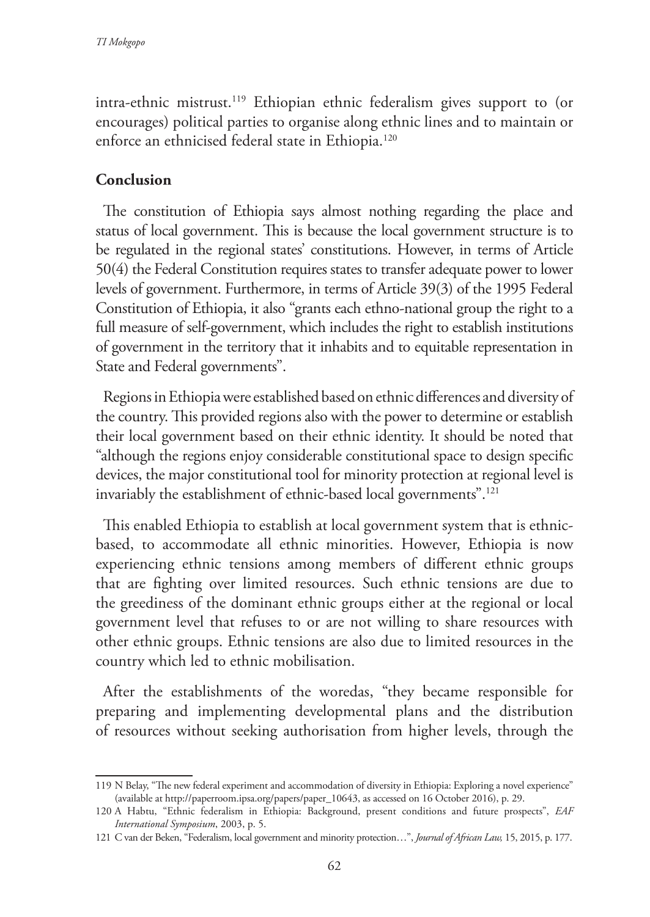intra-ethnic mistrust.[119] Ethiopian ethnic federalism gives support to (or encourages) political parties to organise along ethnic lines and to maintain or enforce an ethnicised federal state in Ethiopia.[120]

## Conclusion

The constitution of Ethiopia says almost nothing regarding the place and status of local government. This is because the local government structure is to be regulated in the regional states' constitutions. However, in terms of Article 50(4) the Federal Constitution requires states to transfer adequate power to lower levels of government. Furthermore, in terms of Article 39(3) of the 1995 Federal Constitution of Ethiopia, it also "grants each ethno-national group the right to a full measure of self-government, which includes the right to establish institutions of government in the territory that it inhabits and to equitable representation in State and Federal governments".

Regions in Ethiopia were established based on ethnic differences and diversity of the country. This provided regions also with the power to determine or establish their local government based on their ethnic identity. It should be noted that "although the regions enjoy considerable constitutional space to design specific devices, the major constitutional tool for minority protection at regional level is invariably the establishment of ethnic-based local governments".[121]

This enabled Ethiopia to establish at local government system that is ethnic-based, to accommodate all ethnic minorities. However, Ethiopia is now experiencing ethnic tensions among members of different ethnic groups that are fighting over limited resources. Such ethnic tensions are due to the greediness of the dominant ethnic groups either at the regional or local government level that refuses to or are not willing to share resources with other ethnic groups. Ethnic tensions are also due to limited resources in the country which led to ethnic mobilisation.

After the establishments of the woredas, "they became responsible for preparing and implementing developmental plans and the distribution of resources without seeking authorisation from higher levels, through the

---

119 N Belay, "The new federal experiment and accommodation of diversity in Ethiopia: Exploring a novel experience" (available at http://paperroom.ipsa.org/papers/paper_10643, as accessed on 16 October 2016), p. 29.

120 A Habtu, "Ethnic federalism in Ethiopia: Background, present conditions and future prospects", *EAF International Symposium*, 2003, p. 5.

121 C van der Beken, "Federalism, local government and minority protection…", *Journal of African Law,* 15, 2015, p. 177.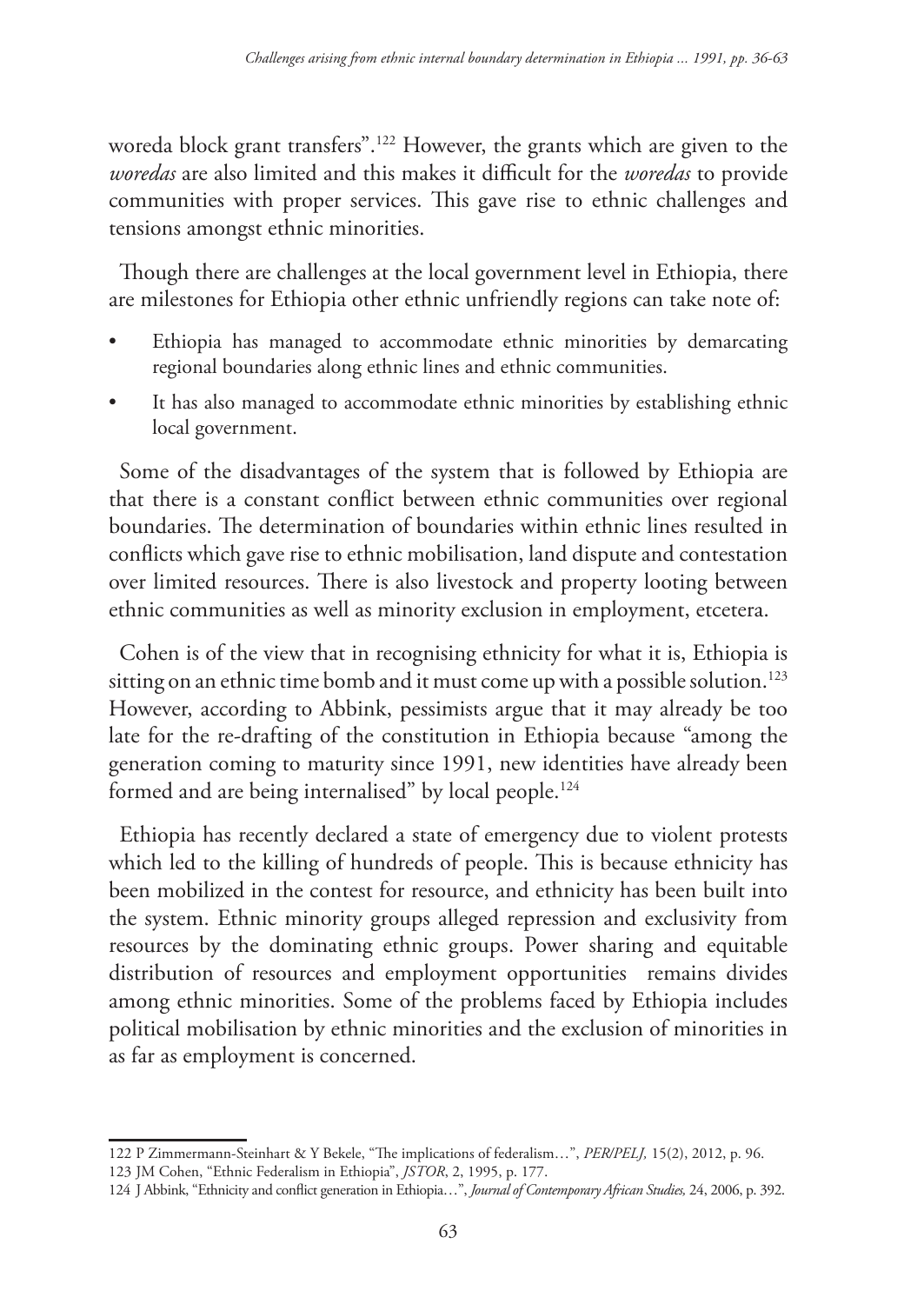woreda block grant transfers".[122] However, the grants which are given to the *woredas* are also limited and this makes it difficult for the *woredas* to provide communities with proper services. This gave rise to ethnic challenges and tensions amongst ethnic minorities.

Though there are challenges at the local government level in Ethiopia, there are milestones for Ethiopia other ethnic unfriendly regions can take note of:

- Ethiopia has managed to accommodate ethnic minorities by demarcating regional boundaries along ethnic lines and ethnic communities.
- It has also managed to accommodate ethnic minorities by establishing ethnic local government.

Some of the disadvantages of the system that is followed by Ethiopia are that there is a constant conflict between ethnic communities over regional boundaries. The determination of boundaries within ethnic lines resulted in conflicts which gave rise to ethnic mobilisation, land dispute and contestation over limited resources. There is also livestock and property looting between ethnic communities as well as minority exclusion in employment, etcetera.

Cohen is of the view that in recognising ethnicity for what it is, Ethiopia is sitting on an ethnic time bomb and it must come up with a possible solution.[123] However, according to Abbink, pessimists argue that it may already be too late for the re-drafting of the constitution in Ethiopia because "among the generation coming to maturity since 1991, new identities have already been formed and are being internalised" by local people.[124]

Ethiopia has recently declared a state of emergency due to violent protests which led to the killing of hundreds of people. This is because ethnicity has been mobilized in the contest for resource, and ethnicity has been built into the system. Ethnic minority groups alleged repression and exclusivity from resources by the dominating ethnic groups. Power sharing and equitable distribution of resources and employment opportunities remains divides among ethnic minorities. Some of the problems faced by Ethiopia includes political mobilisation by ethnic minorities and the exclusion of minorities in as far as employment is concerned.

---

122 P Zimmermann-Steinhart & Y Bekele, "The implications of federalism…", *PER/PELJ,* 15(2), 2012, p. 96.

123 JM Cohen, "Ethnic Federalism in Ethiopia", *JSTOR*, 2, 1995, p. 177.

124 J Abbink, "Ethnicity and conflict generation in Ethiopia…", *Journal of Contemporary African Studies,* 24, 2006, p. 392.